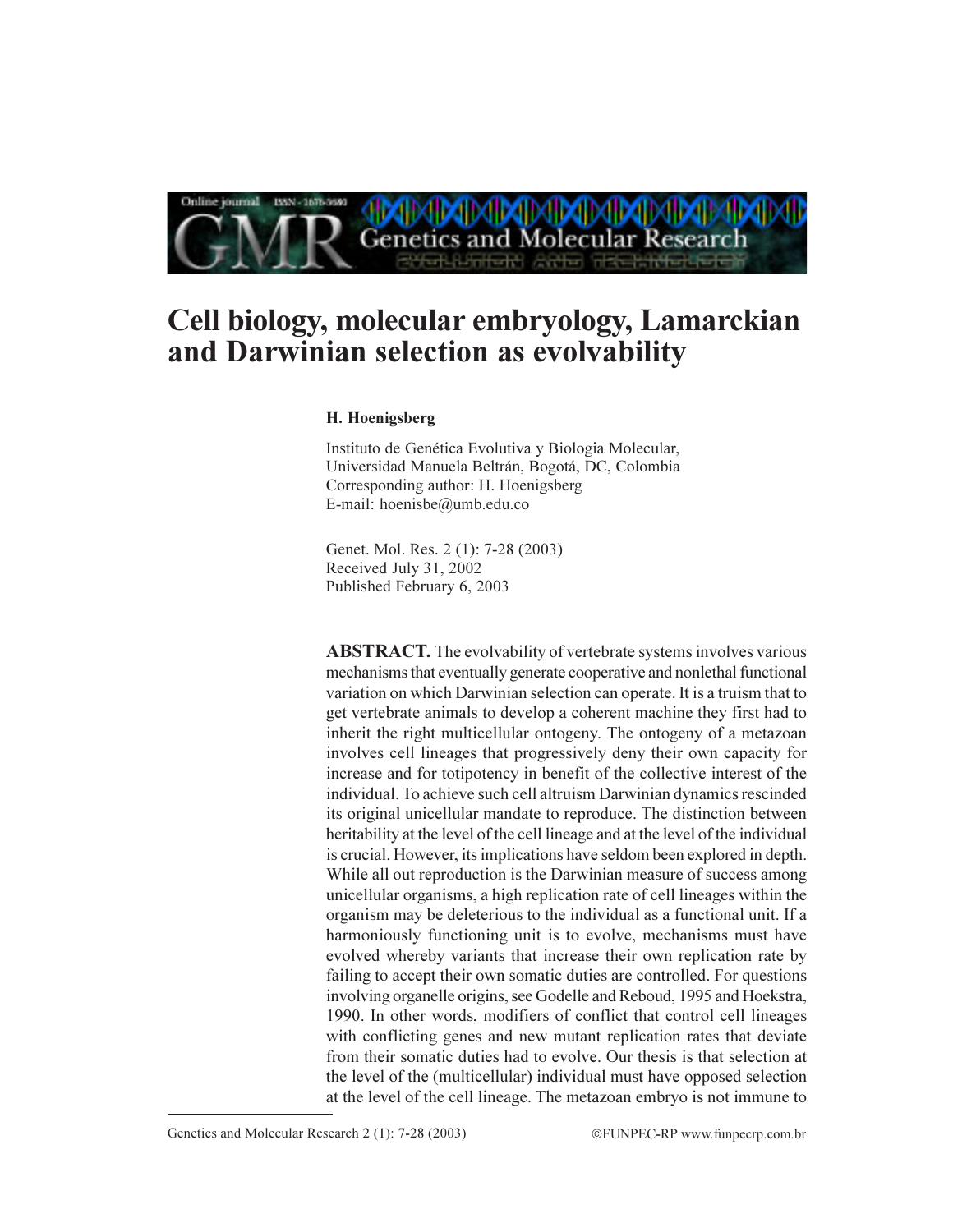# Cell biology, molecular embryology, Lamarckian and Darwinian selection as evolvability

**H. Hoenigsberg**

Instituto de Genética Evolutiva y Biologia Molecular,
Universidad Manuela Beltrán, Bogotá, DC, Colombia
Corresponding author: H. Hoenigsberg
E-mail: hoenisbe@umb.edu.co

Genet. Mol. Res. 2 (1): 7-28 (2003)
Received July 31, 2002
Published February 6, 2003

**ABSTRACT.** The evolvability of vertebrate systems involves various mechanisms that eventually generate cooperative and nonlethal functional variation on which Darwinian selection can operate. It is a truism that to get vertebrate animals to develop a coherent machine they first had to inherit the right multicellular ontogeny. The ontogeny of a metazoan involves cell lineages that progressively deny their own capacity for increase and for totipotency in benefit of the collective interest of the individual. To achieve such cell altruism Darwinian dynamics rescinded its original unicellular mandate to reproduce. The distinction between heritability at the level of the cell lineage and at the level of the individual is crucial. However, its implications have seldom been explored in depth. While all out reproduction is the Darwinian measure of success among unicellular organisms, a high replication rate of cell lineages within the organism may be deleterious to the individual as a functional unit. If a harmoniously functioning unit is to evolve, mechanisms must have evolved whereby variants that increase their own replication rate by failing to accept their own somatic duties are controlled. For questions involving organelle origins, see Godelle and Reboud, 1995 and Hoekstra, 1990. In other words, modifiers of conflict that control cell lineages with conflicting genes and new mutant replication rates that deviate from their somatic duties had to evolve. Our thesis is that selection at the level of the (multicellular) individual must have opposed selection at the level of the cell lineage. The metazoan embryo is not immune to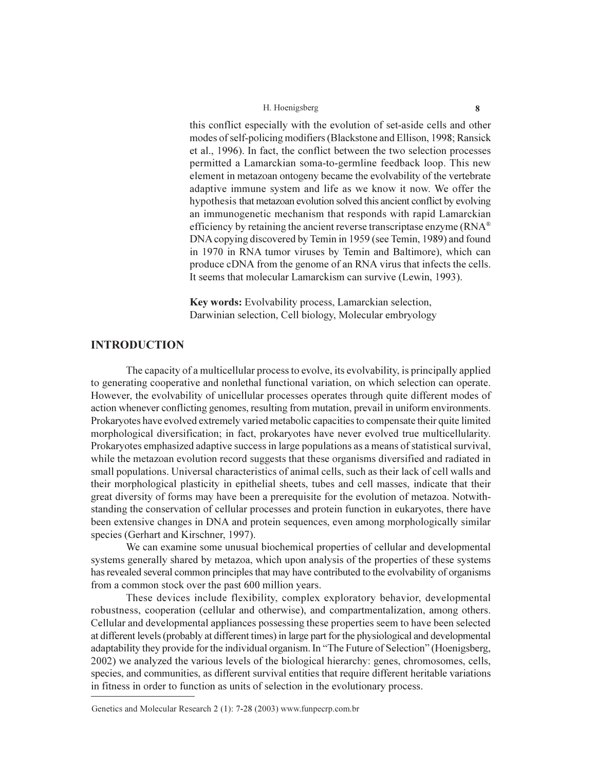this conflict especially with the evolution of set-aside cells and other modes of self-policing modifiers (Blackstone and Ellison, 1998; Ransick et al., 1996). In fact, the conflict between the two selection processes permitted a Lamarckian soma-to-germline feedback loop. This new element in metazoan ontogeny became the evolvability of the vertebrate adaptive immune system and life as we know it now. We offer the hypothesis that metazoan evolution solved this ancient conflict by evolving an immunogenetic mechanism that responds with rapid Lamarckian efficiency by retaining the ancient reverse transcriptase enzyme (RNA® DNA copying discovered by Temin in 1959 (see Temin, 1989) and found in 1970 in RNA tumor viruses by Temin and Baltimore), which can produce cDNA from the genome of an RNA virus that infects the cells. It seems that molecular Lamarckism can survive (Lewin, 1993).

**Key words:** Evolvability process, Lamarckian selection, Darwinian selection, Cell biology, Molecular embryology

## INTRODUCTION

The capacity of a multicellular process to evolve, its evolvability, is principally applied to generating cooperative and nonlethal functional variation, on which selection can operate. However, the evolvability of unicellular processes operates through quite different modes of action whenever conflicting genomes, resulting from mutation, prevail in uniform environments. Prokaryotes have evolved extremely varied metabolic capacities to compensate their quite limited morphological diversification; in fact, prokaryotes have never evolved true multicellularity. Prokaryotes emphasized adaptive success in large populations as a means of statistical survival, while the metazoan evolution record suggests that these organisms diversified and radiated in small populations. Universal characteristics of animal cells, such as their lack of cell walls and their morphological plasticity in epithelial sheets, tubes and cell masses, indicate that their great diversity of forms may have been a prerequisite for the evolution of metazoa. Notwithstanding the conservation of cellular processes and protein function in eukaryotes, there have been extensive changes in DNA and protein sequences, even among morphologically similar species (Gerhart and Kirschner, 1997).

We can examine some unusual biochemical properties of cellular and developmental systems generally shared by metazoa, which upon analysis of the properties of these systems has revealed several common principles that may have contributed to the evolvability of organisms from a common stock over the past 600 million years.

These devices include flexibility, complex exploratory behavior, developmental robustness, cooperation (cellular and otherwise), and compartmentalization, among others. Cellular and developmental appliances possessing these properties seem to have been selected at different levels (probably at different times) in large part for the physiological and developmental adaptability they provide for the individual organism. In "The Future of Selection" (Hoenigsberg, 2002) we analyzed the various levels of the biological hierarchy: genes, chromosomes, cells, species, and communities, as different survival entities that require different heritable variations in fitness in order to function as units of selection in the evolutionary process.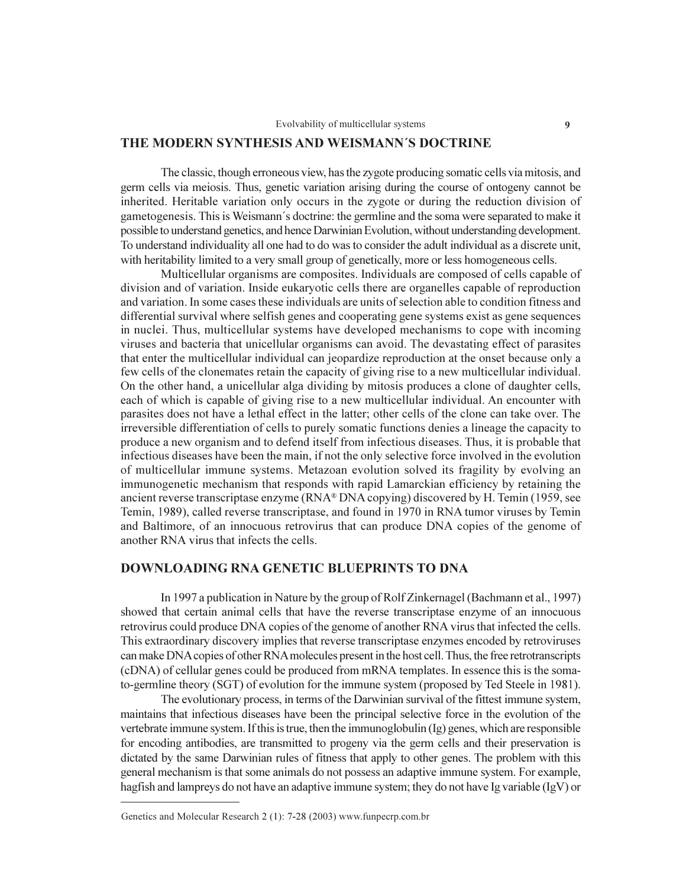## THE MODERN SYNTHESIS AND WEISMANN´S DOCTRINE

The classic, though erroneous view, has the zygote producing somatic cells via mitosis, and germ cells via meiosis. Thus, genetic variation arising during the course of ontogeny cannot be inherited. Heritable variation only occurs in the zygote or during the reduction division of gametogenesis. This is Weismann´s doctrine: the germline and the soma were separated to make it possible to understand genetics, and hence Darwinian Evolution, without understanding development. To understand individuality all one had to do was to consider the adult individual as a discrete unit, with heritability limited to a very small group of genetically, more or less homogeneous cells.

Multicellular organisms are composites. Individuals are composed of cells capable of division and of variation. Inside eukaryotic cells there are organelles capable of reproduction and variation. In some cases these individuals are units of selection able to condition fitness and differential survival where selfish genes and cooperating gene systems exist as gene sequences in nuclei. Thus, multicellular systems have developed mechanisms to cope with incoming viruses and bacteria that unicellular organisms can avoid. The devastating effect of parasites that enter the multicellular individual can jeopardize reproduction at the onset because only a few cells of the clonemates retain the capacity of giving rise to a new multicellular individual. On the other hand, a unicellular alga dividing by mitosis produces a clone of daughter cells, each of which is capable of giving rise to a new multicellular individual. An encounter with parasites does not have a lethal effect in the latter; other cells of the clone can take over. The irreversible differentiation of cells to purely somatic functions denies a lineage the capacity to produce a new organism and to defend itself from infectious diseases. Thus, it is probable that infectious diseases have been the main, if not the only selective force involved in the evolution of multicellular immune systems. Metazoan evolution solved its fragility by evolving an immunogenetic mechanism that responds with rapid Lamarckian efficiency by retaining the ancient reverse transcriptase enzyme (RNA® DNA copying) discovered by H. Temin (1959, see Temin, 1989), called reverse transcriptase, and found in 1970 in RNA tumor viruses by Temin and Baltimore, of an innocuous retrovirus that can produce DNA copies of the genome of another RNA virus that infects the cells.

## DOWNLOADING RNA GENETIC BLUEPRINTS TO DNA

In 1997 a publication in Nature by the group of Rolf Zinkernagel (Bachmann et al., 1997) showed that certain animal cells that have the reverse transcriptase enzyme of an innocuous retrovirus could produce DNA copies of the genome of another RNA virus that infected the cells. This extraordinary discovery implies that reverse transcriptase enzymes encoded by retroviruses can make DNA copies of other RNA molecules present in the host cell. Thus, the free retrotranscripts (cDNA) of cellular genes could be produced from mRNA templates. In essence this is the soma-to-germline theory (SGT) of evolution for the immune system (proposed by Ted Steele in 1981).

The evolutionary process, in terms of the Darwinian survival of the fittest immune system, maintains that infectious diseases have been the principal selective force in the evolution of the vertebrate immune system. If this is true, then the immunoglobulin (Ig) genes, which are responsible for encoding antibodies, are transmitted to progeny via the germ cells and their preservation is dictated by the same Darwinian rules of fitness that apply to other genes. The problem with this general mechanism is that some animals do not possess an adaptive immune system. For example, hagfish and lampreys do not have an adaptive immune system; they do not have Ig variable (IgV) or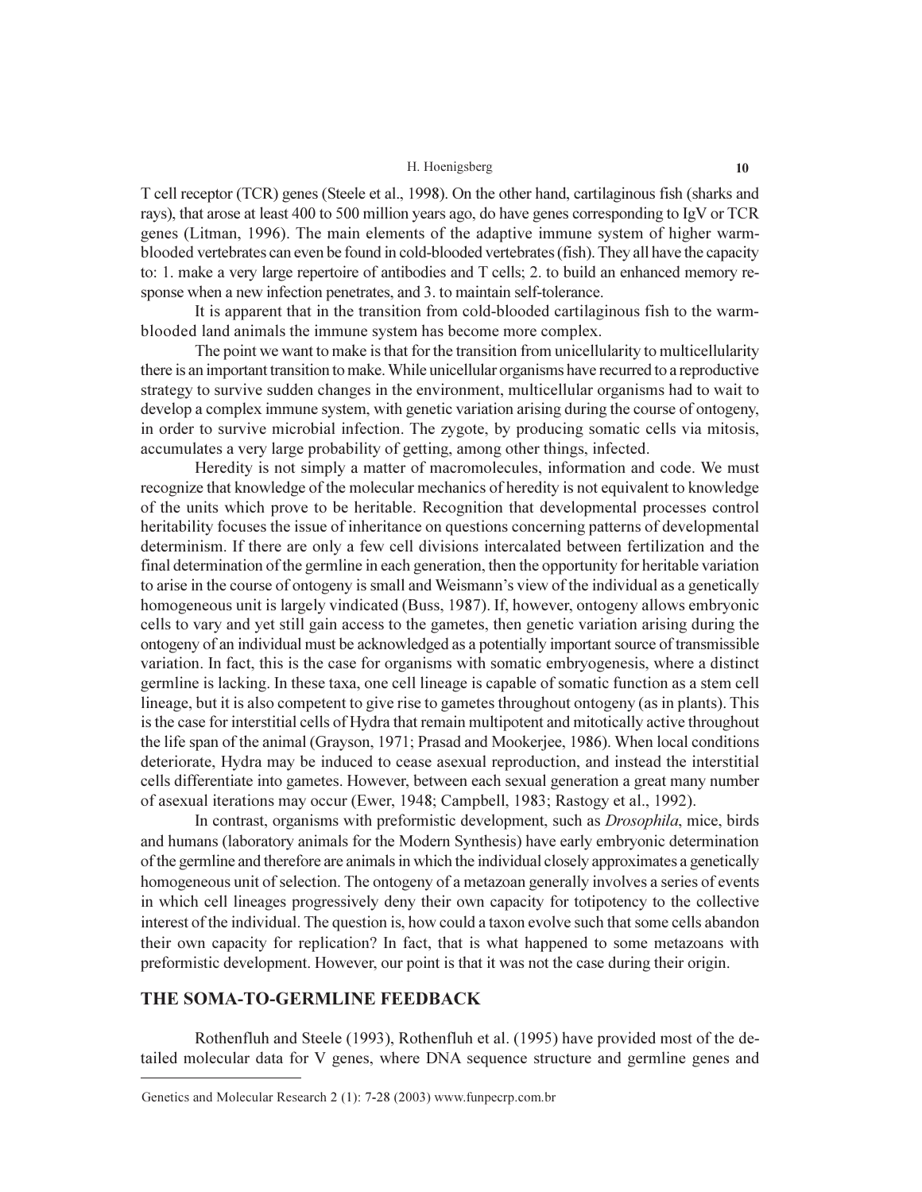T cell receptor (TCR) genes (Steele et al., 1998). On the other hand, cartilaginous fish (sharks and rays), that arose at least 400 to 500 million years ago, do have genes corresponding to IgV or TCR genes (Litman, 1996). The main elements of the adaptive immune system of higher warm-blooded vertebrates can even be found in cold-blooded vertebrates (fish). They all have the capacity to: 1. make a very large repertoire of antibodies and T cells; 2. to build an enhanced memory response when a new infection penetrates, and 3. to maintain self-tolerance.

It is apparent that in the transition from cold-blooded cartilaginous fish to the warm-blooded land animals the immune system has become more complex.

The point we want to make is that for the transition from unicellularity to multicellularity there is an important transition to make. While unicellular organisms have recurred to a reproductive strategy to survive sudden changes in the environment, multicellular organisms had to wait to develop a complex immune system, with genetic variation arising during the course of ontogeny, in order to survive microbial infection. The zygote, by producing somatic cells via mitosis, accumulates a very large probability of getting, among other things, infected.

Heredity is not simply a matter of macromolecules, information and code. We must recognize that knowledge of the molecular mechanics of heredity is not equivalent to knowledge of the units which prove to be heritable. Recognition that developmental processes control heritability focuses the issue of inheritance on questions concerning patterns of developmental determinism. If there are only a few cell divisions intercalated between fertilization and the final determination of the germline in each generation, then the opportunity for heritable variation to arise in the course of ontogeny is small and Weismann's view of the individual as a genetically homogeneous unit is largely vindicated (Buss, 1987). If, however, ontogeny allows embryonic cells to vary and yet still gain access to the gametes, then genetic variation arising during the ontogeny of an individual must be acknowledged as a potentially important source of transmissible variation. In fact, this is the case for organisms with somatic embryogenesis, where a distinct germline is lacking. In these taxa, one cell lineage is capable of somatic function as a stem cell lineage, but it is also competent to give rise to gametes throughout ontogeny (as in plants). This is the case for interstitial cells of Hydra that remain multipotent and mitotically active throughout the life span of the animal (Grayson, 1971; Prasad and Mookerjee, 1986). When local conditions deteriorate, Hydra may be induced to cease asexual reproduction, and instead the interstitial cells differentiate into gametes. However, between each sexual generation a great many number of asexual iterations may occur (Ewer, 1948; Campbell, 1983; Rastogy et al., 1992).

In contrast, organisms with preformistic development, such as *Drosophila*, mice, birds and humans (laboratory animals for the Modern Synthesis) have early embryonic determination of the germline and therefore are animals in which the individual closely approximates a genetically homogeneous unit of selection. The ontogeny of a metazoan generally involves a series of events in which cell lineages progressively deny their own capacity for totipotency to the collective interest of the individual. The question is, how could a taxon evolve such that some cells abandon their own capacity for replication? In fact, that is what happened to some metazoans with preformistic development. However, our point is that it was not the case during their origin.

## THE SOMA-TO-GERMLINE FEEDBACK

Rothenfluh and Steele (1993), Rothenfluh et al. (1995) have provided most of the detailed molecular data for V genes, where DNA sequence structure and germline genes and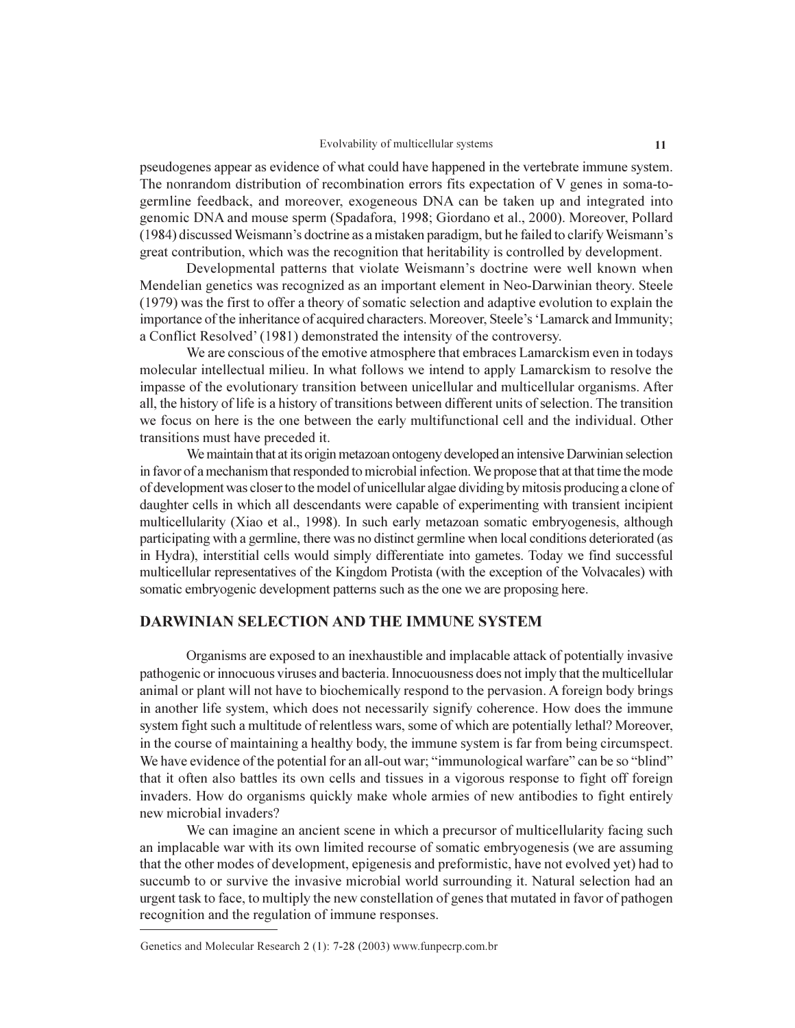pseudogenes appear as evidence of what could have happened in the vertebrate immune system. The nonrandom distribution of recombination errors fits expectation of V genes in soma-to-germline feedback, and moreover, exogeneous DNA can be taken up and integrated into genomic DNA and mouse sperm (Spadafora, 1998; Giordano et al., 2000). Moreover, Pollard (1984) discussed Weismann's doctrine as a mistaken paradigm, but he failed to clarify Weismann's great contribution, which was the recognition that heritability is controlled by development.

Developmental patterns that violate Weismann's doctrine were well known when Mendelian genetics was recognized as an important element in Neo-Darwinian theory. Steele (1979) was the first to offer a theory of somatic selection and adaptive evolution to explain the importance of the inheritance of acquired characters. Moreover, Steele's 'Lamarck and Immunity; a Conflict Resolved' (1981) demonstrated the intensity of the controversy.

We are conscious of the emotive atmosphere that embraces Lamarckism even in todays molecular intellectual milieu. In what follows we intend to apply Lamarckism to resolve the impasse of the evolutionary transition between unicellular and multicellular organisms. After all, the history of life is a history of transitions between different units of selection. The transition we focus on here is the one between the early multifunctional cell and the individual. Other transitions must have preceded it.

We maintain that at its origin metazoan ontogeny developed an intensive Darwinian selection in favor of a mechanism that responded to microbial infection. We propose that at that time the mode of development was closer to the model of unicellular algae dividing by mitosis producing a clone of daughter cells in which all descendants were capable of experimenting with transient incipient multicellularity (Xiao et al., 1998). In such early metazoan somatic embryogenesis, although participating with a germline, there was no distinct germline when local conditions deteriorated (as in Hydra), interstitial cells would simply differentiate into gametes. Today we find successful multicellular representatives of the Kingdom Protista (with the exception of the Volvacales) with somatic embryogenic development patterns such as the one we are proposing here.

## DARWINIAN SELECTION AND THE IMMUNE SYSTEM

Organisms are exposed to an inexhaustible and implacable attack of potentially invasive pathogenic or innocuous viruses and bacteria. Innocuousness does not imply that the multicellular animal or plant will not have to biochemically respond to the pervasion. A foreign body brings in another life system, which does not necessarily signify coherence. How does the immune system fight such a multitude of relentless wars, some of which are potentially lethal? Moreover, in the course of maintaining a healthy body, the immune system is far from being circumspect. We have evidence of the potential for an all-out war; "immunological warfare" can be so "blind" that it often also battles its own cells and tissues in a vigorous response to fight off foreign invaders. How do organisms quickly make whole armies of new antibodies to fight entirely new microbial invaders?

We can imagine an ancient scene in which a precursor of multicellularity facing such an implacable war with its own limited recourse of somatic embryogenesis (we are assuming that the other modes of development, epigenesis and preformistic, have not evolved yet) had to succumb to or survive the invasive microbial world surrounding it. Natural selection had an urgent task to face, to multiply the new constellation of genes that mutated in favor of pathogen recognition and the regulation of immune responses.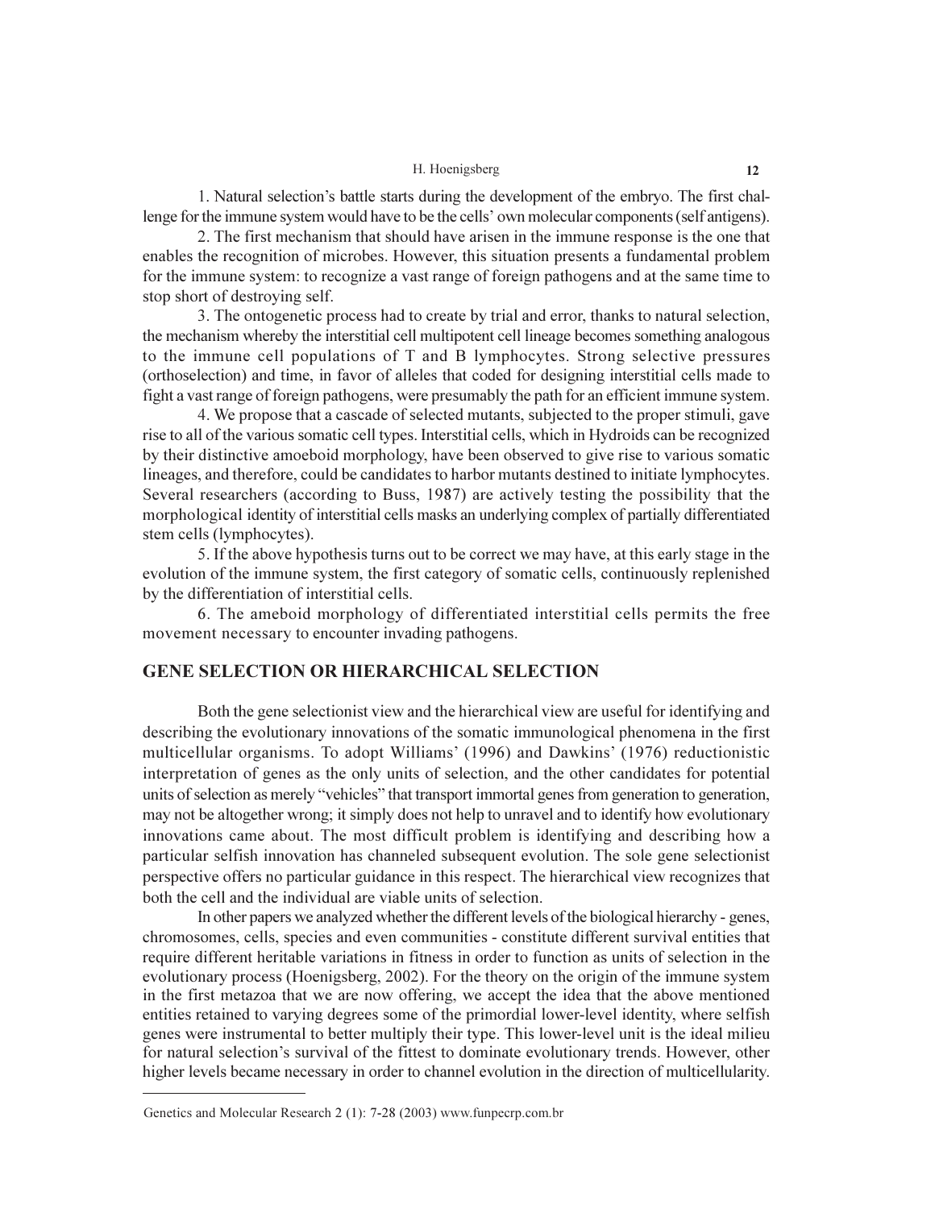1. Natural selection's battle starts during the development of the embryo. The first challenge for the immune system would have to be the cells' own molecular components (self antigens).

2. The first mechanism that should have arisen in the immune response is the one that enables the recognition of microbes. However, this situation presents a fundamental problem for the immune system: to recognize a vast range of foreign pathogens and at the same time to stop short of destroying self.

3. The ontogenetic process had to create by trial and error, thanks to natural selection, the mechanism whereby the interstitial cell multipotent cell lineage becomes something analogous to the immune cell populations of T and B lymphocytes. Strong selective pressures (orthoselection) and time, in favor of alleles that coded for designing interstitial cells made to fight a vast range of foreign pathogens, were presumably the path for an efficient immune system.

4. We propose that a cascade of selected mutants, subjected to the proper stimuli, gave rise to all of the various somatic cell types. Interstitial cells, which in Hydroids can be recognized by their distinctive amoeboid morphology, have been observed to give rise to various somatic lineages, and therefore, could be candidates to harbor mutants destined to initiate lymphocytes. Several researchers (according to Buss, 1987) are actively testing the possibility that the morphological identity of interstitial cells masks an underlying complex of partially differentiated stem cells (lymphocytes).

5. If the above hypothesis turns out to be correct we may have, at this early stage in the evolution of the immune system, the first category of somatic cells, continuously replenished by the differentiation of interstitial cells.

6. The ameboid morphology of differentiated interstitial cells permits the free movement necessary to encounter invading pathogens.

## GENE SELECTION OR HIERARCHICAL SELECTION

Both the gene selectionist view and the hierarchical view are useful for identifying and describing the evolutionary innovations of the somatic immunological phenomena in the first multicellular organisms. To adopt Williams' (1996) and Dawkins' (1976) reductionistic interpretation of genes as the only units of selection, and the other candidates for potential units of selection as merely "vehicles" that transport immortal genes from generation to generation, may not be altogether wrong; it simply does not help to unravel and to identify how evolutionary innovations came about. The most difficult problem is identifying and describing how a particular selfish innovation has channeled subsequent evolution. The sole gene selectionist perspective offers no particular guidance in this respect. The hierarchical view recognizes that both the cell and the individual are viable units of selection.

In other papers we analyzed whether the different levels of the biological hierarchy - genes, chromosomes, cells, species and even communities - constitute different survival entities that require different heritable variations in fitness in order to function as units of selection in the evolutionary process (Hoenigsberg, 2002). For the theory on the origin of the immune system in the first metazoa that we are now offering, we accept the idea that the above mentioned entities retained to varying degrees some of the primordial lower-level identity, where selfish genes were instrumental to better multiply their type. This lower-level unit is the ideal milieu for natural selection's survival of the fittest to dominate evolutionary trends. However, other higher levels became necessary in order to channel evolution in the direction of multicellularity.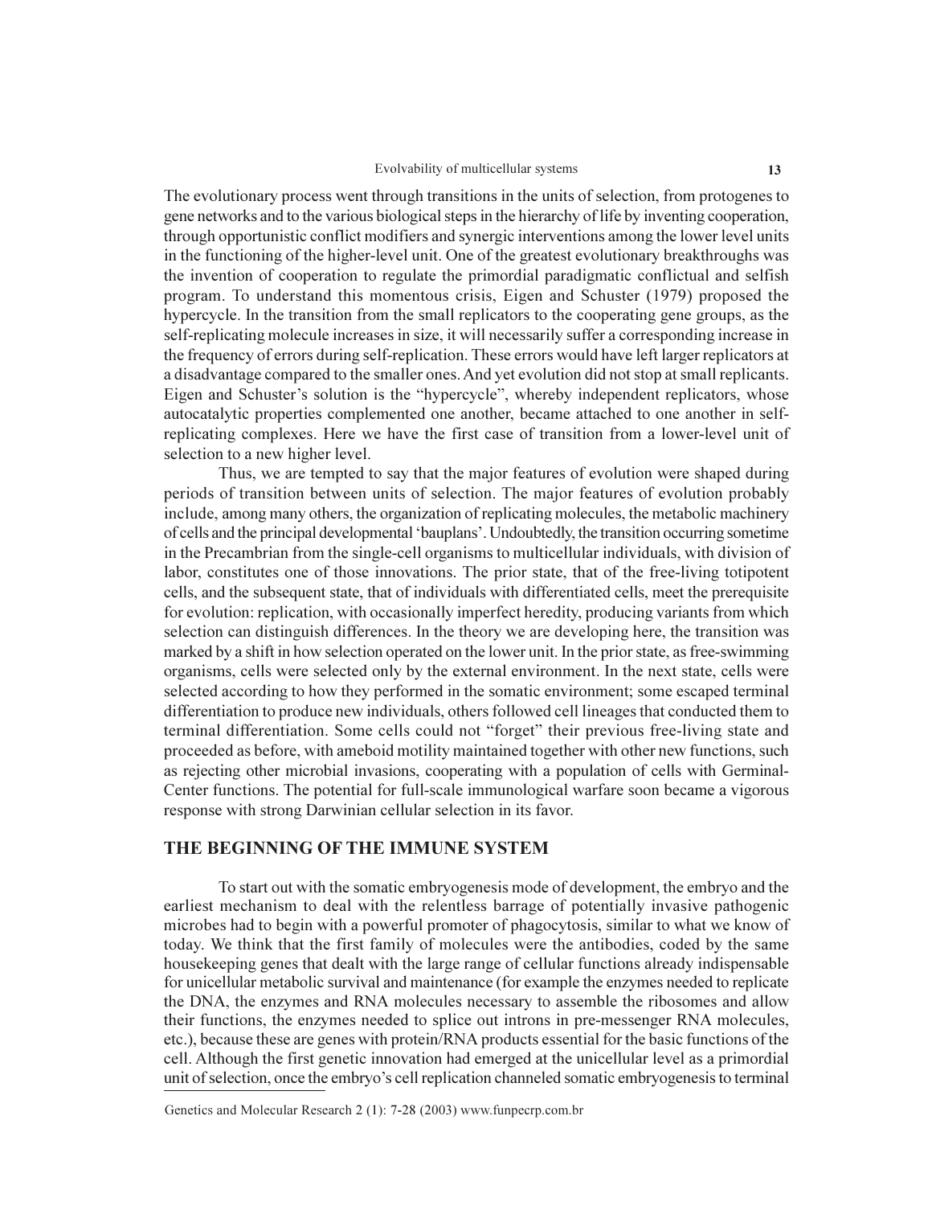The evolutionary process went through transitions in the units of selection, from protogenes to gene networks and to the various biological steps in the hierarchy of life by inventing cooperation, through opportunistic conflict modifiers and synergic interventions among the lower level units in the functioning of the higher-level unit. One of the greatest evolutionary breakthroughs was the invention of cooperation to regulate the primordial paradigmatic conflictual and selfish program. To understand this momentous crisis, Eigen and Schuster (1979) proposed the hypercycle. In the transition from the small replicators to the cooperating gene groups, as the self-replicating molecule increases in size, it will necessarily suffer a corresponding increase in the frequency of errors during self-replication. These errors would have left larger replicators at a disadvantage compared to the smaller ones. And yet evolution did not stop at small replicants. Eigen and Schuster's solution is the "hypercycle", whereby independent replicators, whose autocatalytic properties complemented one another, became attached to one another in self-replicating complexes. Here we have the first case of transition from a lower-level unit of selection to a new higher level.

Thus, we are tempted to say that the major features of evolution were shaped during periods of transition between units of selection. The major features of evolution probably include, among many others, the organization of replicating molecules, the metabolic machinery of cells and the principal developmental 'bauplans'. Undoubtedly, the transition occurring sometime in the Precambrian from the single-cell organisms to multicellular individuals, with division of labor, constitutes one of those innovations. The prior state, that of the free-living totipotent cells, and the subsequent state, that of individuals with differentiated cells, meet the prerequisite for evolution: replication, with occasionally imperfect heredity, producing variants from which selection can distinguish differences. In the theory we are developing here, the transition was marked by a shift in how selection operated on the lower unit. In the prior state, as free-swimming organisms, cells were selected only by the external environment. In the next state, cells were selected according to how they performed in the somatic environment; some escaped terminal differentiation to produce new individuals, others followed cell lineages that conducted them to terminal differentiation. Some cells could not "forget" their previous free-living state and proceeded as before, with ameboid motility maintained together with other new functions, such as rejecting other microbial invasions, cooperating with a population of cells with Germinal-Center functions. The potential for full-scale immunological warfare soon became a vigorous response with strong Darwinian cellular selection in its favor.

## THE BEGINNING OF THE IMMUNE SYSTEM

To start out with the somatic embryogenesis mode of development, the embryo and the earliest mechanism to deal with the relentless barrage of potentially invasive pathogenic microbes had to begin with a powerful promoter of phagocytosis, similar to what we know of today. We think that the first family of molecules were the antibodies, coded by the same housekeeping genes that dealt with the large range of cellular functions already indispensable for unicellular metabolic survival and maintenance (for example the enzymes needed to replicate the DNA, the enzymes and RNA molecules necessary to assemble the ribosomes and allow their functions, the enzymes needed to splice out introns in pre-messenger RNA molecules, etc.), because these are genes with protein/RNA products essential for the basic functions of the cell. Although the first genetic innovation had emerged at the unicellular level as a primordial unit of selection, once the embryo's cell replication channeled somatic embryogenesis to terminal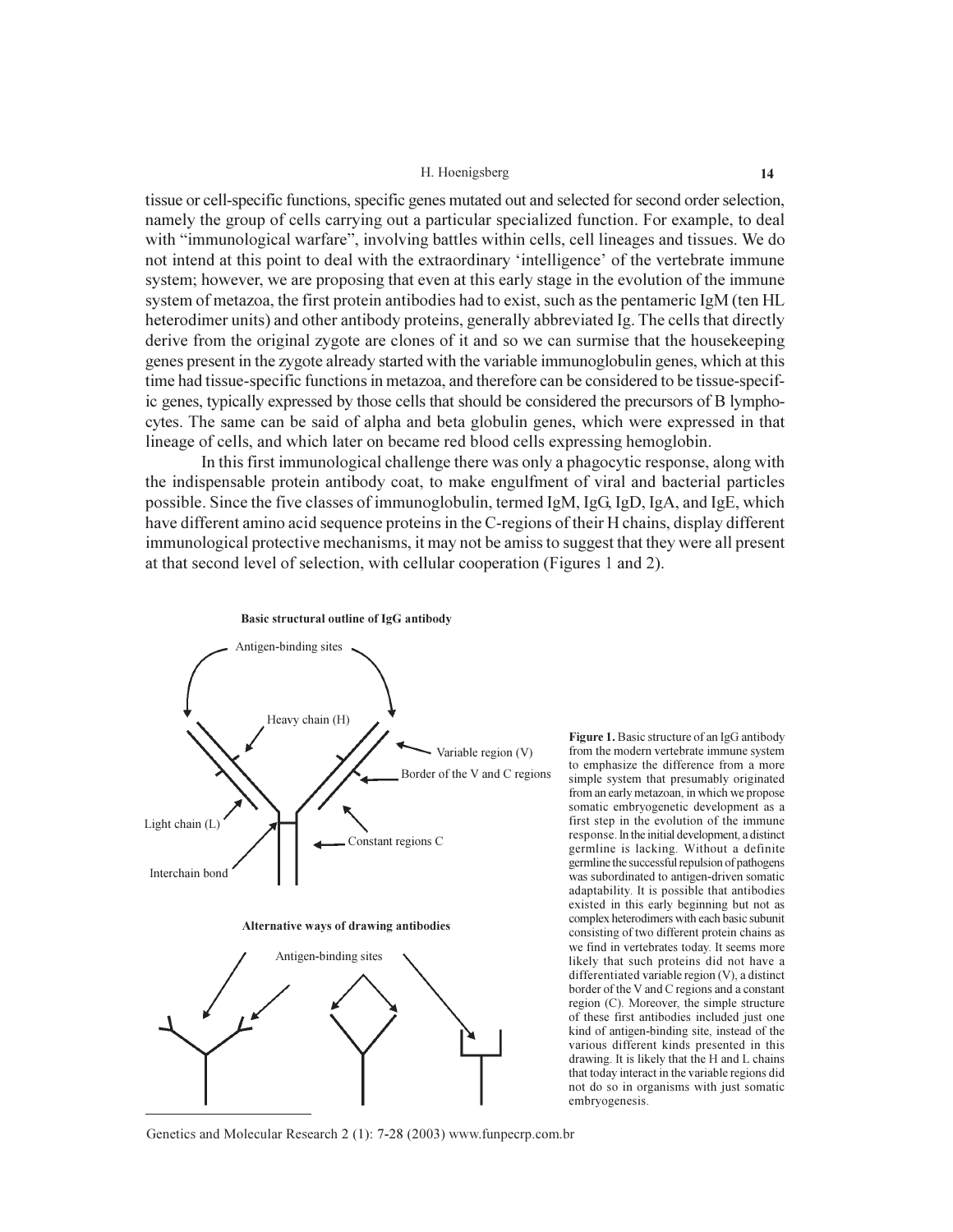tissue or cell-specific functions, specific genes mutated out and selected for second order selection, namely the group of cells carrying out a particular specialized function. For example, to deal with "immunological warfare", involving battles within cells, cell lineages and tissues. We do not intend at this point to deal with the extraordinary 'intelligence' of the vertebrate immune system; however, we are proposing that even at this early stage in the evolution of the immune system of metazoa, the first protein antibodies had to exist, such as the pentameric IgM (ten HL heterodimer units) and other antibody proteins, generally abbreviated Ig. The cells that directly derive from the original zygote are clones of it and so we can surmise that the housekeeping genes present in the zygote already started with the variable immunoglobulin genes, which at this time had tissue-specific functions in metazoa, and therefore can be considered to be tissue-specific genes, typically expressed by those cells that should be considered the precursors of B lymphocytes. The same can be said of alpha and beta globulin genes, which were expressed in that lineage of cells, and which later on became red blood cells expressing hemoglobin.

In this first immunological challenge there was only a phagocytic response, along with the indispensable protein antibody coat, to make engulfment of viral and bacterial particles possible. Since the five classes of immunoglobulin, termed IgM, IgG, IgD, IgA, and IgE, which have different amino acid sequence proteins in the C-regions of their H chains, display different immunological protective mechanisms, it may not be amiss to suggest that they were all present at that second level of selection, with cellular cooperation (Figures 1 and 2).

**Basic structural outline of IgG antibody**

Antigen-binding sites

Heavy chain (H)

Variable region (V)

Border of the V and C regions

Light chain (L)

Constant regions C

Interchain bond

**Alternative ways of drawing antibodies**

Antigen-binding sites

**Figure 1.** Basic structure of an IgG antibody from the modern vertebrate immune system to emphasize the difference from a more simple system that presumably originated from an early metazoan, in which we propose somatic embryogenetic development as a first step in the evolution of the immune response. In the initial development, a distinct germline is lacking. Without a definite germline the successful repulsion of pathogens was subordinated to antigen-driven somatic adaptability. It is possible that antibodies existed in this early beginning but not as complex heterodimers with each basic subunit consisting of two different protein chains as we find in vertebrates today. It seems more likely that such proteins did not have a differentiated variable region (V), a distinct border of the V and C regions and a constant region (C). Moreover, the simple structure of these first antibodies included just one kind of antigen-binding site, instead of the various different kinds presented in this drawing. It is likely that the H and L chains that today interact in the variable regions did not do so in organisms with just somatic embryogenesis.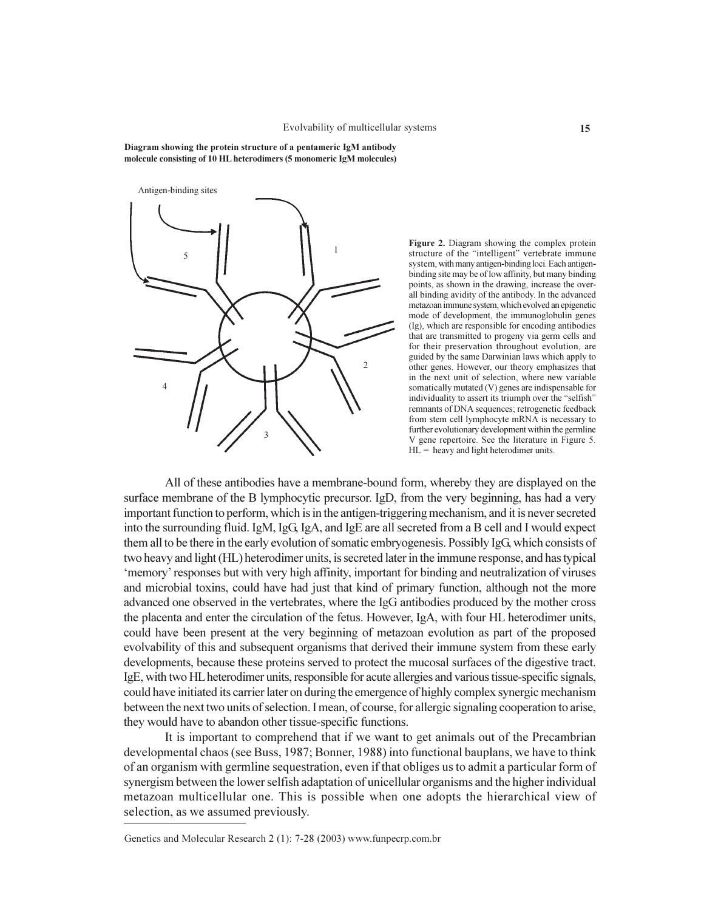**Diagram showing the protein structure of a pentameric IgM antibody molecule consisting of 10 HL heterodimers (5 monomeric IgM molecules)**

**Figure 2.** Diagram showing the complex protein structure of the "intelligent" vertebrate immune system, with many antigen-binding loci. Each antigen-binding site may be of low affinity, but many binding points, as shown in the drawing, increase the overall binding avidity of the antibody. In the advanced metazoan immune system, which evolved an epigenetic mode of development, the immunoglobulin genes (Ig), which are responsible for encoding antibodies that are transmitted to progeny via germ cells and for their preservation throughout evolution, are guided by the same Darwinian laws which apply to other genes. However, our theory emphasizes that in the next unit of selection, where new variable somatically mutated (V) genes are indispensable for individuality to assert its triumph over the "selfish" remnants of DNA sequences; retrogenetic feedback from stem cell lymphocyte mRNA is necessary to further evolutionary development within the germline V gene repertoire. See the literature in Figure 5. HL = heavy and light heterodimer units.

All of these antibodies have a membrane-bound form, whereby they are displayed on the surface membrane of the B lymphocytic precursor. IgD, from the very beginning, has had a very important function to perform, which is in the antigen-triggering mechanism, and it is never secreted into the surrounding fluid. IgM, IgG, IgA, and IgE are all secreted from a B cell and I would expect them all to be there in the early evolution of somatic embryogenesis. Possibly IgG, which consists of two heavy and light (HL) heterodimer units, is secreted later in the immune response, and has typical 'memory' responses but with very high affinity, important for binding and neutralization of viruses and microbial toxins, could have had just that kind of primary function, although not the more advanced one observed in the vertebrates, where the IgG antibodies produced by the mother cross the placenta and enter the circulation of the fetus. However, IgA, with four HL heterodimer units, could have been present at the very beginning of metazoan evolution as part of the proposed evolvability of this and subsequent organisms that derived their immune system from these early developments, because these proteins served to protect the mucosal surfaces of the digestive tract. IgE, with two HL heterodimer units, responsible for acute allergies and various tissue-specific signals, could have initiated its carrier later on during the emergence of highly complex synergic mechanism between the next two units of selection. I mean, of course, for allergic signaling cooperation to arise, they would have to abandon other tissue-specific functions.

It is important to comprehend that if we want to get animals out of the Precambrian developmental chaos (see Buss, 1987; Bonner, 1988) into functional bauplans, we have to think of an organism with germline sequestration, even if that obliges us to admit a particular form of synergism between the lower selfish adaptation of unicellular organisms and the higher individual metazoan multicellular one. This is possible when one adopts the hierarchical view of selection, as we assumed previously.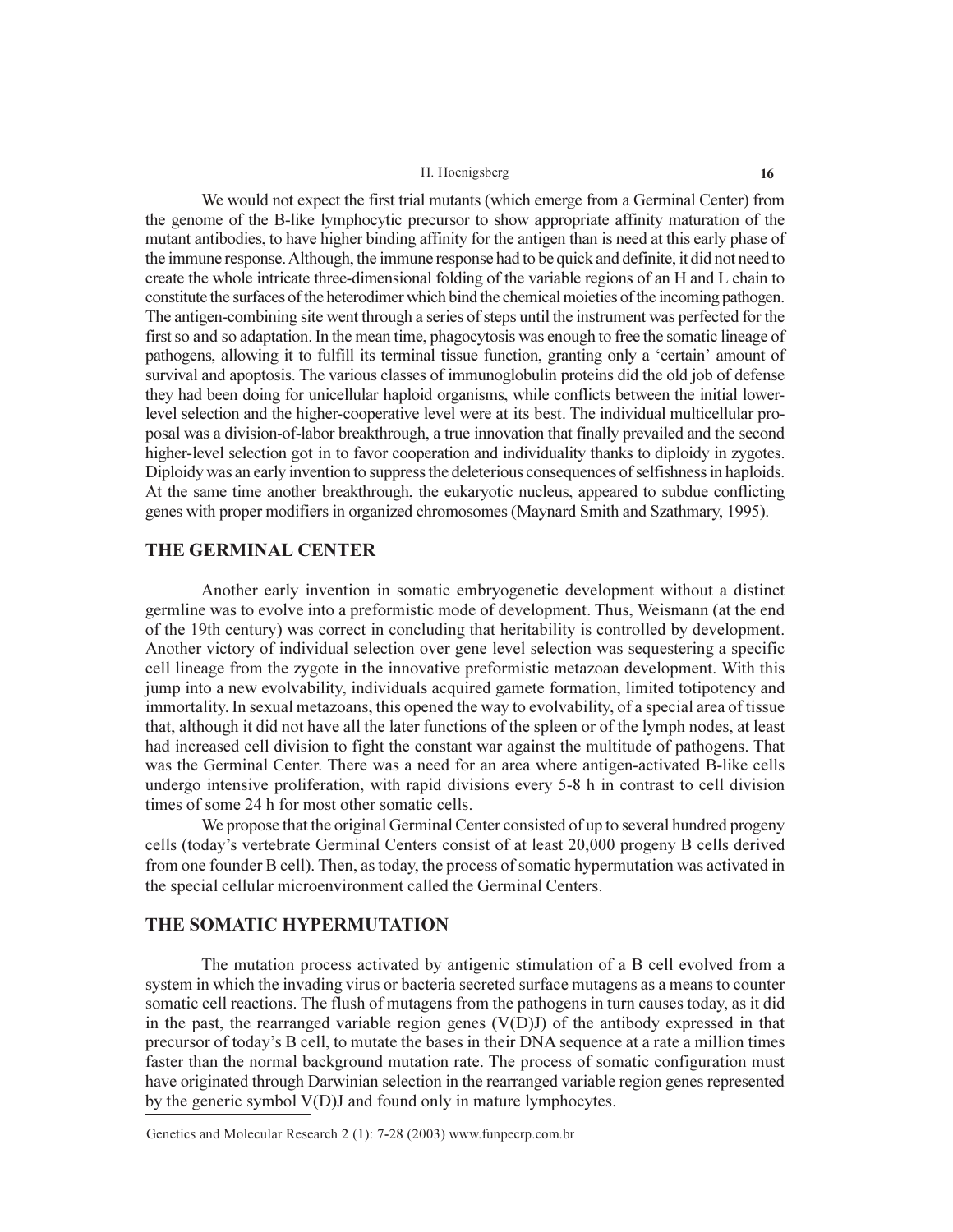We would not expect the first trial mutants (which emerge from a Germinal Center) from the genome of the B-like lymphocytic precursor to show appropriate affinity maturation of the mutant antibodies, to have higher binding affinity for the antigen than is need at this early phase of the immune response. Although, the immune response had to be quick and definite, it did not need to create the whole intricate three-dimensional folding of the variable regions of an H and L chain to constitute the surfaces of the heterodimer which bind the chemical moieties of the incoming pathogen. The antigen-combining site went through a series of steps until the instrument was perfected for the first so and so adaptation. In the mean time, phagocytosis was enough to free the somatic lineage of pathogens, allowing it to fulfill its terminal tissue function, granting only a 'certain' amount of survival and apoptosis. The various classes of immunoglobulin proteins did the old job of defense they had been doing for unicellular haploid organisms, while conflicts between the initial lower-level selection and the higher-cooperative level were at its best. The individual multicellular proposal was a division-of-labor breakthrough, a true innovation that finally prevailed and the second higher-level selection got in to favor cooperation and individuality thanks to diploidy in zygotes. Diploidy was an early invention to suppress the deleterious consequences of selfishness in haploids. At the same time another breakthrough, the eukaryotic nucleus, appeared to subdue conflicting genes with proper modifiers in organized chromosomes (Maynard Smith and Szathmary, 1995).

## THE GERMINAL CENTER

Another early invention in somatic embryogenetic development without a distinct germline was to evolve into a preformistic mode of development. Thus, Weismann (at the end of the 19th century) was correct in concluding that heritability is controlled by development. Another victory of individual selection over gene level selection was sequestering a specific cell lineage from the zygote in the innovative preformistic metazoan development. With this jump into a new evolvability, individuals acquired gamete formation, limited totipotency and immortality. In sexual metazoans, this opened the way to evolvability, of a special area of tissue that, although it did not have all the later functions of the spleen or of the lymph nodes, at least had increased cell division to fight the constant war against the multitude of pathogens. That was the Germinal Center. There was a need for an area where antigen-activated B-like cells undergo intensive proliferation, with rapid divisions every 5-8 h in contrast to cell division times of some 24 h for most other somatic cells.

We propose that the original Germinal Center consisted of up to several hundred progeny cells (today's vertebrate Germinal Centers consist of at least 20,000 progeny B cells derived from one founder B cell). Then, as today, the process of somatic hypermutation was activated in the special cellular microenvironment called the Germinal Centers.

## THE SOMATIC HYPERMUTATION

The mutation process activated by antigenic stimulation of a B cell evolved from a system in which the invading virus or bacteria secreted surface mutagens as a means to counter somatic cell reactions. The flush of mutagens from the pathogens in turn causes today, as it did in the past, the rearranged variable region genes (V(D)J) of the antibody expressed in that precursor of today's B cell, to mutate the bases in their DNA sequence at a rate a million times faster than the normal background mutation rate. The process of somatic configuration must have originated through Darwinian selection in the rearranged variable region genes represented by the generic symbol V(D)J and found only in mature lymphocytes.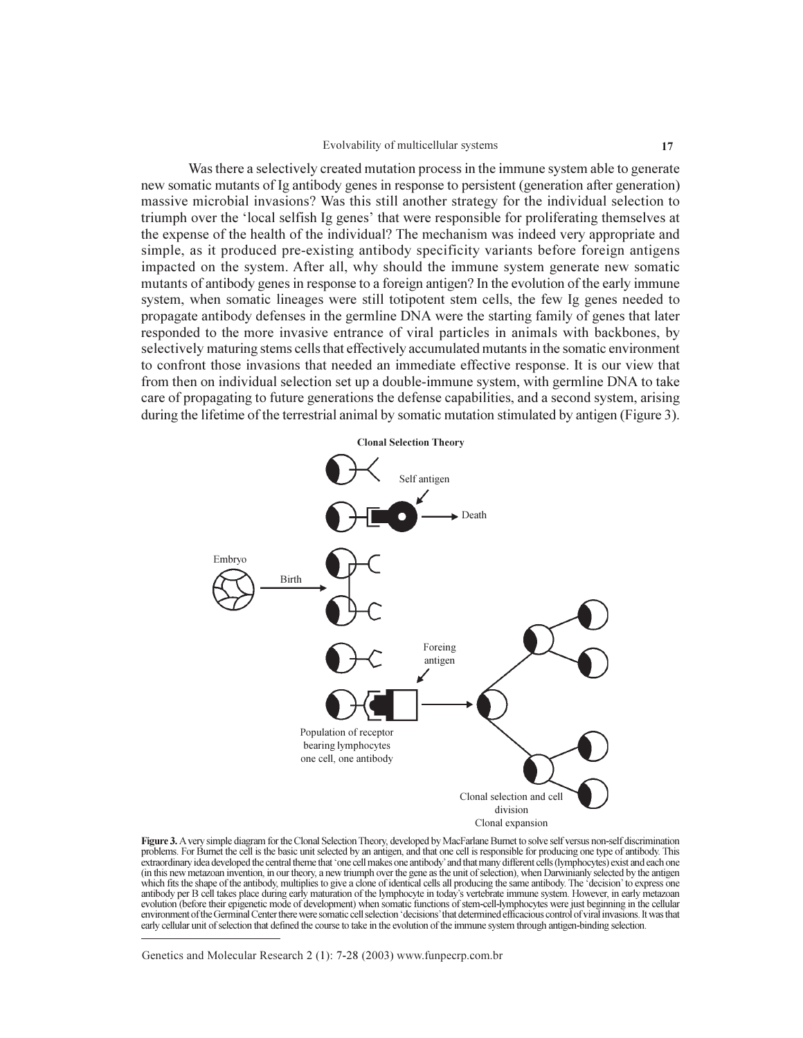Was there a selectively created mutation process in the immune system able to generate new somatic mutants of Ig antibody genes in response to persistent (generation after generation) massive microbial invasions? Was this still another strategy for the individual selection to triumph over the 'local selfish Ig genes' that were responsible for proliferating themselves at the expense of the health of the individual? The mechanism was indeed very appropriate and simple, as it produced pre-existing antibody specificity variants before foreign antigens impacted on the system. After all, why should the immune system generate new somatic mutants of antibody genes in response to a foreign antigen? In the evolution of the early immune system, when somatic lineages were still totipotent stem cells, the few Ig genes needed to propagate antibody defenses in the germline DNA were the starting family of genes that later responded to the more invasive entrance of viral particles in animals with backbones, by selectively maturing stems cells that effectively accumulated mutants in the somatic environment to confront those invasions that needed an immediate effective response. It is our view that from then on individual selection set up a double-immune system, with germline DNA to take care of propagating to future generations the defense capabilities, and a second system, arising during the lifetime of the terrestrial animal by somatic mutation stimulated by antigen (Figure 3).

**Clonal Selection Theory**

Self antigen

Death

Embryo

Birth

Foreing antigen

Population of receptor bearing lymphocytes one cell, one antibody

Clonal selection and cell division Clonal expansion

**Figure 3.** A very simple diagram for the Clonal Selection Theory, developed by MacFarlane Burnet to solve self versus non-self discrimination problems. For Burnet the cell is the basic unit selected by an antigen, and that one cell is responsible for producing one type of antibody. This extraordinary idea developed the central theme that 'one cell makes one antibody' and that many different cells (lymphocytes) exist and each one (in this new metazoan invention, in our theory, a new triumph over the gene as the unit of selection), when Darwinianly selected by the antigen which fits the shape of the antibody, multiplies to give a clone of identical cells all producing the same antibody. The 'decision' to express one antibody per B cell takes place during early maturation of the lymphocyte in today's vertebrate immune system. However, in early metazoan evolution (before their epigenetic mode of development) when somatic functions of stem-cell-lymphocytes were just beginning in the cellular environment of the Germinal Center there were somatic cell selection 'decisions' that determined efficacious control of viral invasions. It was that early cellular unit of selection that defined the course to take in the evolution of the immune system through antigen-binding selection.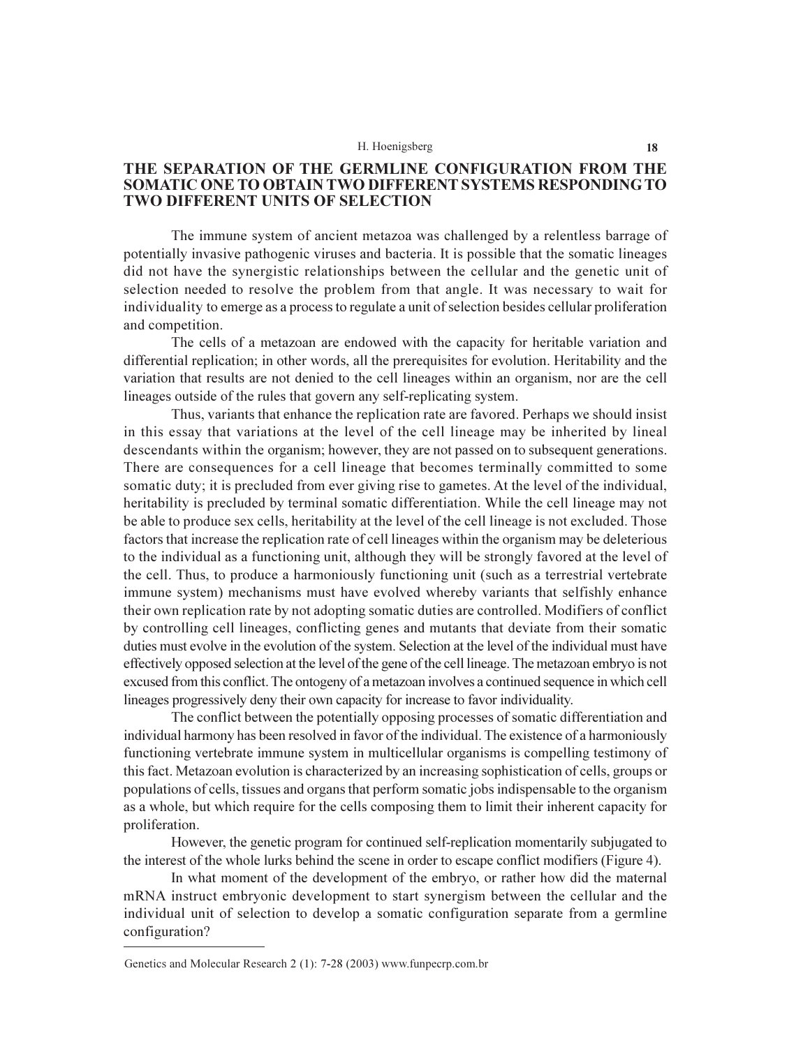## THE SEPARATION OF THE GERMLINE CONFIGURATION FROM THE SOMATIC ONE TO OBTAIN TWO DIFFERENT SYSTEMS RESPONDING TO TWO DIFFERENT UNITS OF SELECTION

The immune system of ancient metazoa was challenged by a relentless barrage of potentially invasive pathogenic viruses and bacteria. It is possible that the somatic lineages did not have the synergistic relationships between the cellular and the genetic unit of selection needed to resolve the problem from that angle. It was necessary to wait for individuality to emerge as a process to regulate a unit of selection besides cellular proliferation and competition.

The cells of a metazoan are endowed with the capacity for heritable variation and differential replication; in other words, all the prerequisites for evolution. Heritability and the variation that results are not denied to the cell lineages within an organism, nor are the cell lineages outside of the rules that govern any self-replicating system.

Thus, variants that enhance the replication rate are favored. Perhaps we should insist in this essay that variations at the level of the cell lineage may be inherited by lineal descendants within the organism; however, they are not passed on to subsequent generations. There are consequences for a cell lineage that becomes terminally committed to some somatic duty; it is precluded from ever giving rise to gametes. At the level of the individual, heritability is precluded by terminal somatic differentiation. While the cell lineage may not be able to produce sex cells, heritability at the level of the cell lineage is not excluded. Those factors that increase the replication rate of cell lineages within the organism may be deleterious to the individual as a functioning unit, although they will be strongly favored at the level of the cell. Thus, to produce a harmoniously functioning unit (such as a terrestrial vertebrate immune system) mechanisms must have evolved whereby variants that selfishly enhance their own replication rate by not adopting somatic duties are controlled. Modifiers of conflict by controlling cell lineages, conflicting genes and mutants that deviate from their somatic duties must evolve in the evolution of the system. Selection at the level of the individual must have effectively opposed selection at the level of the gene of the cell lineage. The metazoan embryo is not excused from this conflict. The ontogeny of a metazoan involves a continued sequence in which cell lineages progressively deny their own capacity for increase to favor individuality.

The conflict between the potentially opposing processes of somatic differentiation and individual harmony has been resolved in favor of the individual. The existence of a harmoniously functioning vertebrate immune system in multicellular organisms is compelling testimony of this fact. Metazoan evolution is characterized by an increasing sophistication of cells, groups or populations of cells, tissues and organs that perform somatic jobs indispensable to the organism as a whole, but which require for the cells composing them to limit their inherent capacity for proliferation.

However, the genetic program for continued self-replication momentarily subjugated to the interest of the whole lurks behind the scene in order to escape conflict modifiers (Figure 4).

In what moment of the development of the embryo, or rather how did the maternal mRNA instruct embryonic development to start synergism between the cellular and the individual unit of selection to develop a somatic configuration separate from a germline configuration?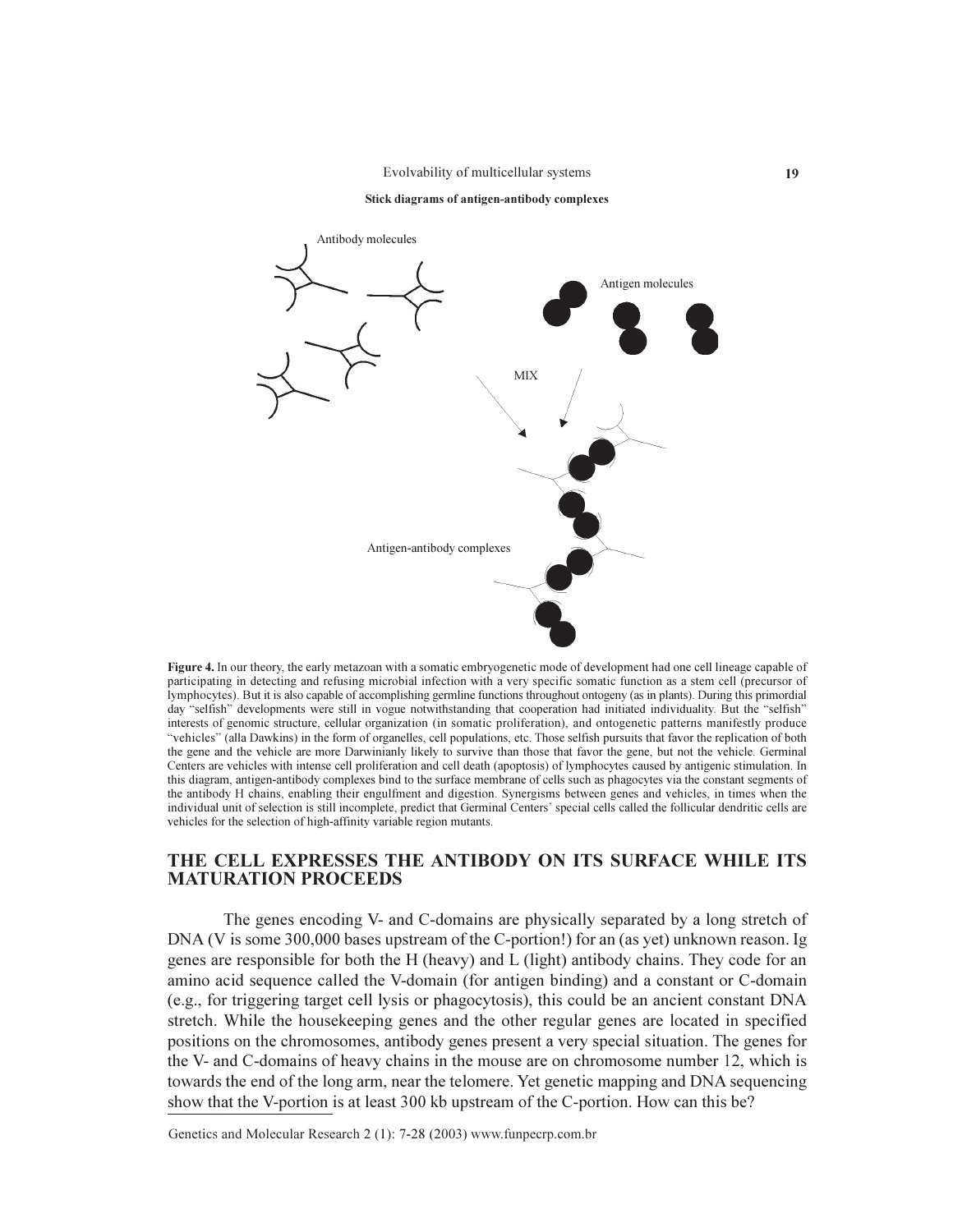**Stick diagrams of antigen-antibody complexes**

Antibody molecules

Antigen molecules

MIX

Antigen-antibody complexes

**Figure 4.** In our theory, the early metazoan with a somatic embryogenetic mode of development had one cell lineage capable of participating in detecting and refusing microbial infection with a very specific somatic function as a stem cell (precursor of lymphocytes). But it is also capable of accomplishing germline functions throughout ontogeny (as in plants). During this primordial day "selfish" developments were still in vogue notwithstanding that cooperation had initiated individuality. But the "selfish" interests of genomic structure, cellular organization (in somatic proliferation), and ontogenetic patterns manifestly produce "vehicles" (alla Dawkins) in the form of organelles, cell populations, etc. Those selfish pursuits that favor the replication of both the gene and the vehicle are more Darwinianly likely to survive than those that favor the gene, but not the vehicle. Germinal Centers are vehicles with intense cell proliferation and cell death (apoptosis) of lymphocytes caused by antigenic stimulation. In this diagram, antigen-antibody complexes bind to the surface membrane of cells such as phagocytes via the constant segments of the antibody H chains, enabling their engulfment and digestion. Synergisms between genes and vehicles, in times when the individual unit of selection is still incomplete, predict that Germinal Centers' special cells called the follicular dendritic cells are vehicles for the selection of high-affinity variable region mutants.

## THE CELL EXPRESSES THE ANTIBODY ON ITS SURFACE WHILE ITS MATURATION PROCEEDS

The genes encoding V- and C-domains are physically separated by a long stretch of DNA (V is some 300,000 bases upstream of the C-portion!) for an (as yet) unknown reason. Ig genes are responsible for both the H (heavy) and L (light) antibody chains. They code for an amino acid sequence called the V-domain (for antigen binding) and a constant or C-domain (e.g., for triggering target cell lysis or phagocytosis), this could be an ancient constant DNA stretch. While the housekeeping genes and the other regular genes are located in specified positions on the chromosomes, antibody genes present a very special situation. The genes for the V- and C-domains of heavy chains in the mouse are on chromosome number 12, which is towards the end of the long arm, near the telomere. Yet genetic mapping and DNA sequencing show that the V-portion is at least 300 kb upstream of the C-portion. How can this be?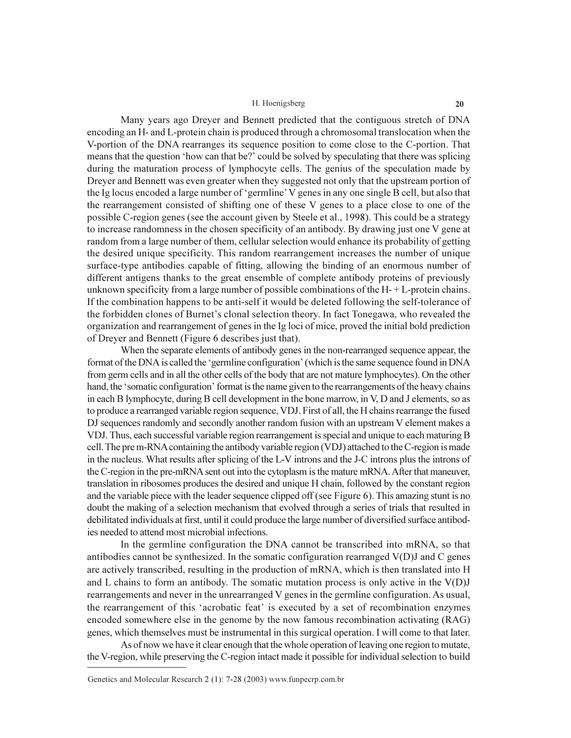Many years ago Dreyer and Bennett predicted that the contiguous stretch of DNA encoding an H- and L-protein chain is produced through a chromosomal translocation when the V-portion of the DNA rearranges its sequence position to come close to the C-portion. That means that the question 'how can that be?' could be solved by speculating that there was splicing during the maturation process of lymphocyte cells. The genius of the speculation made by Dreyer and Bennett was even greater when they suggested not only that the upstream portion of the Ig locus encoded a large number of 'germline' V genes in any one single B cell, but also that the rearrangement consisted of shifting one of these V genes to a place close to one of the possible C-region genes (see the account given by Steele et al., 1998). This could be a strategy to increase randomness in the chosen specificity of an antibody. By drawing just one V gene at random from a large number of them, cellular selection would enhance its probability of getting the desired unique specificity. This random rearrangement increases the number of unique surface-type antibodies capable of fitting, allowing the binding of an enormous number of different antigens thanks to the great ensemble of complete antibody proteins of previously unknown specificity from a large number of possible combinations of the H- + L-protein chains. If the combination happens to be anti-self it would be deleted following the self-tolerance of the forbidden clones of Burnet's clonal selection theory. In fact Tonegawa, who revealed the organization and rearrangement of genes in the Ig loci of mice, proved the initial bold prediction of Dreyer and Bennett (Figure 6 describes just that).

When the separate elements of antibody genes in the non-rearranged sequence appear, the format of the DNA is called the 'germline configuration' (which is the same sequence found in DNA from germ cells and in all the other cells of the body that are not mature lymphocytes). On the other hand, the 'somatic configuration' format is the name given to the rearrangements of the heavy chains in each B lymphocyte, during B cell development in the bone marrow, in V, D and J elements, so as to produce a rearranged variable region sequence, VDJ. First of all, the H chains rearrange the fused DJ sequences randomly and secondly another random fusion with an upstream V element makes a VDJ. Thus, each successful variable region rearrangement is special and unique to each maturing B cell. The pre m-RNA containing the antibody variable region (VDJ) attached to the C-region is made in the nucleus. What results after splicing of the L-V introns and the J-C introns plus the introns of the C-region in the pre-mRNA sent out into the cytoplasm is the mature mRNA. After that maneuver, translation in ribosomes produces the desired and unique H chain, followed by the constant region and the variable piece with the leader sequence clipped off (see Figure 6). This amazing stunt is no doubt the making of a selection mechanism that evolved through a series of trials that resulted in debilitated individuals at first, until it could produce the large number of diversified surface antibodies needed to attend most microbial infections.

In the germline configuration the DNA cannot be transcribed into mRNA, so that antibodies cannot be synthesized. In the somatic configuration rearranged V(D)J and C genes are actively transcribed, resulting in the production of mRNA, which is then translated into H and L chains to form an antibody. The somatic mutation process is only active in the V(D)J rearrangements and never in the unrearranged V genes in the germline configuration. As usual, the rearrangement of this 'acrobatic feat' is executed by a set of recombination enzymes encoded somewhere else in the genome by the now famous recombination activating (RAG) genes, which themselves must be instrumental in this surgical operation. I will come to that later.

As of now we have it clear enough that the whole operation of leaving one region to mutate, the V-region, while preserving the C-region intact made it possible for individual selection to build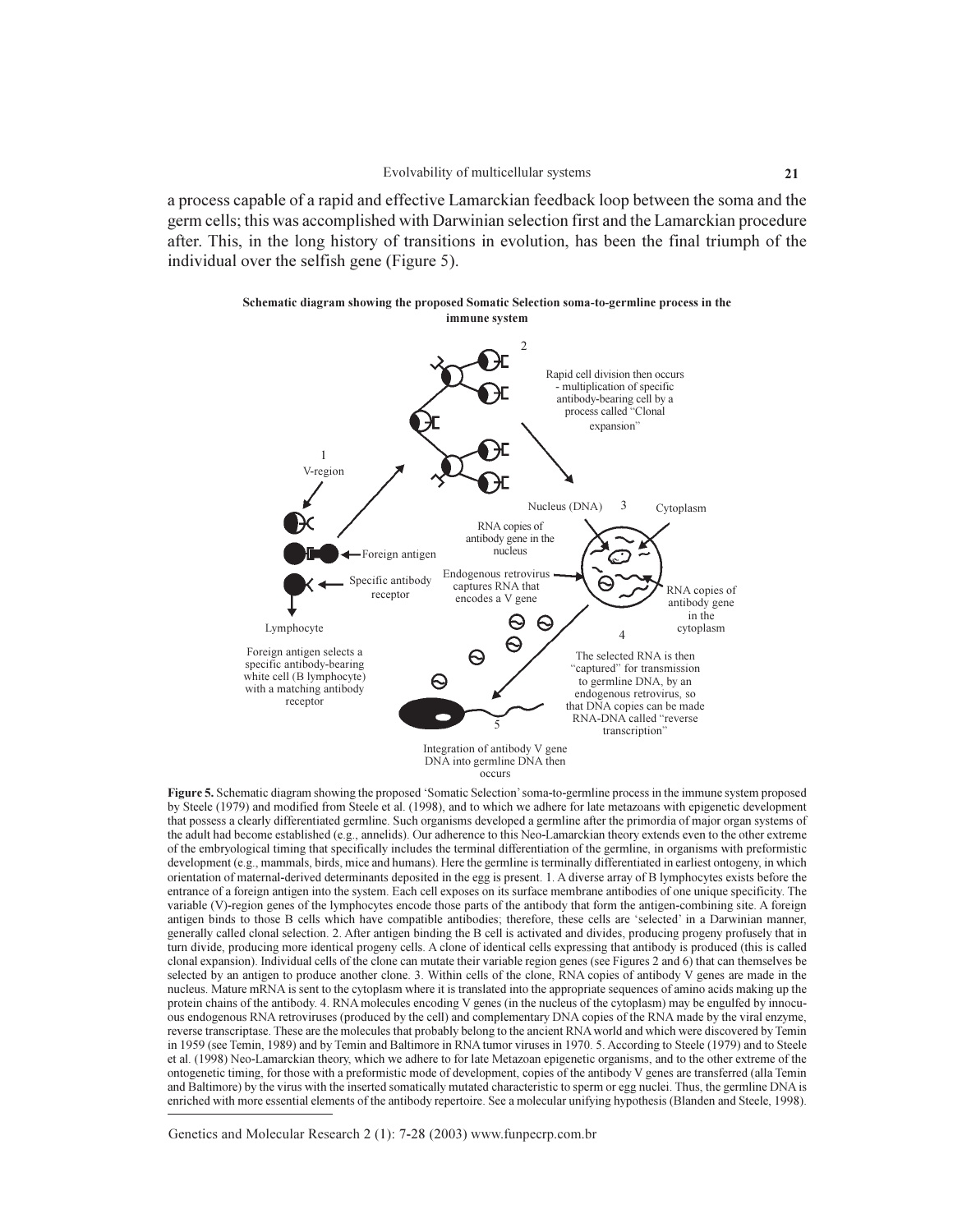a process capable of a rapid and effective Lamarckian feedback loop between the soma and the germ cells; this was accomplished with Darwinian selection first and the Lamarckian procedure after. This, in the long history of transitions in evolution, has been the final triumph of the individual over the selfish gene (Figure 5).

**Schematic diagram showing the proposed Somatic Selection soma-to-germline process in the immune system**

1 V-region

Foreign antigen

Specific antibody receptor

Lymphocyte

Foreign antigen selects a specific antibody-bearing white cell (B lymphocyte) with a matching antibody receptor

2

Rapid cell division then occurs - multiplication of specific antibody-bearing cell by a process called "Clonal expansion"

Nucleus (DNA) 3 Cytoplasm

RNA copies of antibody gene in the nucleus

Endogenous retrovirus captures RNA that encodes a V gene

RNA copies of antibody gene in the cytoplasm

4

The selected RNA is then "captured" for transmission to germline DNA, by an endogenous retrovirus, so that DNA copies can be made RNA-DNA called "reverse transcription"

5

Integration of antibody V gene DNA into germline DNA then occurs

**Figure 5.** Schematic diagram showing the proposed 'Somatic Selection' soma-to-germline process in the immune system proposed by Steele (1979) and modified from Steele et al. (1998), and to which we adhere for late metazoans with epigenetic development that possess a clearly differentiated germline. Such organisms developed a germline after the primordia of major organ systems of the adult had become established (e.g., annelids). Our adherence to this Neo-Lamarckian theory extends even to the other extreme of the embryological timing that specifically includes the terminal differentiation of the germline, in organisms with preformistic development (e.g., mammals, birds, mice and humans). Here the germline is terminally differentiated in earliest ontogeny, in which orientation of maternal-derived determinants deposited in the egg is present. 1. A diverse array of B lymphocytes exists before the entrance of a foreign antigen into the system. Each cell exposes on its surface membrane antibodies of one unique specificity. The variable (V)-region genes of the lymphocytes encode those parts of the antibody that form the antigen-combining site. A foreign antigen binds to those B cells which have compatible antibodies; therefore, these cells are 'selected' in a Darwinian manner, generally called clonal selection. 2. After antigen binding the B cell is activated and divides, producing progeny profusely that in turn divide, producing more identical progeny cells. A clone of identical cells expressing that antibody is produced (this is called clonal expansion). Individual cells of the clone can mutate their variable region genes (see Figures 2 and 6) that can themselves be selected by an antigen to produce another clone. 3. Within cells of the clone, RNA copies of antibody V genes are made in the nucleus. Mature mRNA is sent to the cytoplasm where it is translated into the appropriate sequences of amino acids making up the protein chains of the antibody. 4. RNA molecules encoding V genes (in the nucleus of the cytoplasm) may be engulfed by innocuous endogenous RNA retroviruses (produced by the cell) and complementary DNA copies of the RNA made by the viral enzyme, reverse transcriptase. These are the molecules that probably belong to the ancient RNA world and which were discovered by Temin in 1959 (see Temin, 1989) and by Temin and Baltimore in RNA tumor viruses in 1970. 5. According to Steele (1979) and to Steele et al. (1998) Neo-Lamarckian theory, which we adhere to for late Metazoan epigenetic organisms, and to the other extreme of the ontogenetic timing, for those with a preformistic mode of development, copies of the antibody V genes are transferred (alla Temin and Baltimore) by the virus with the inserted somatically mutated characteristic to sperm or egg nuclei. Thus, the germline DNA is enriched with more essential elements of the antibody repertoire. See a molecular unifying hypothesis (Blanden and Steele, 1998).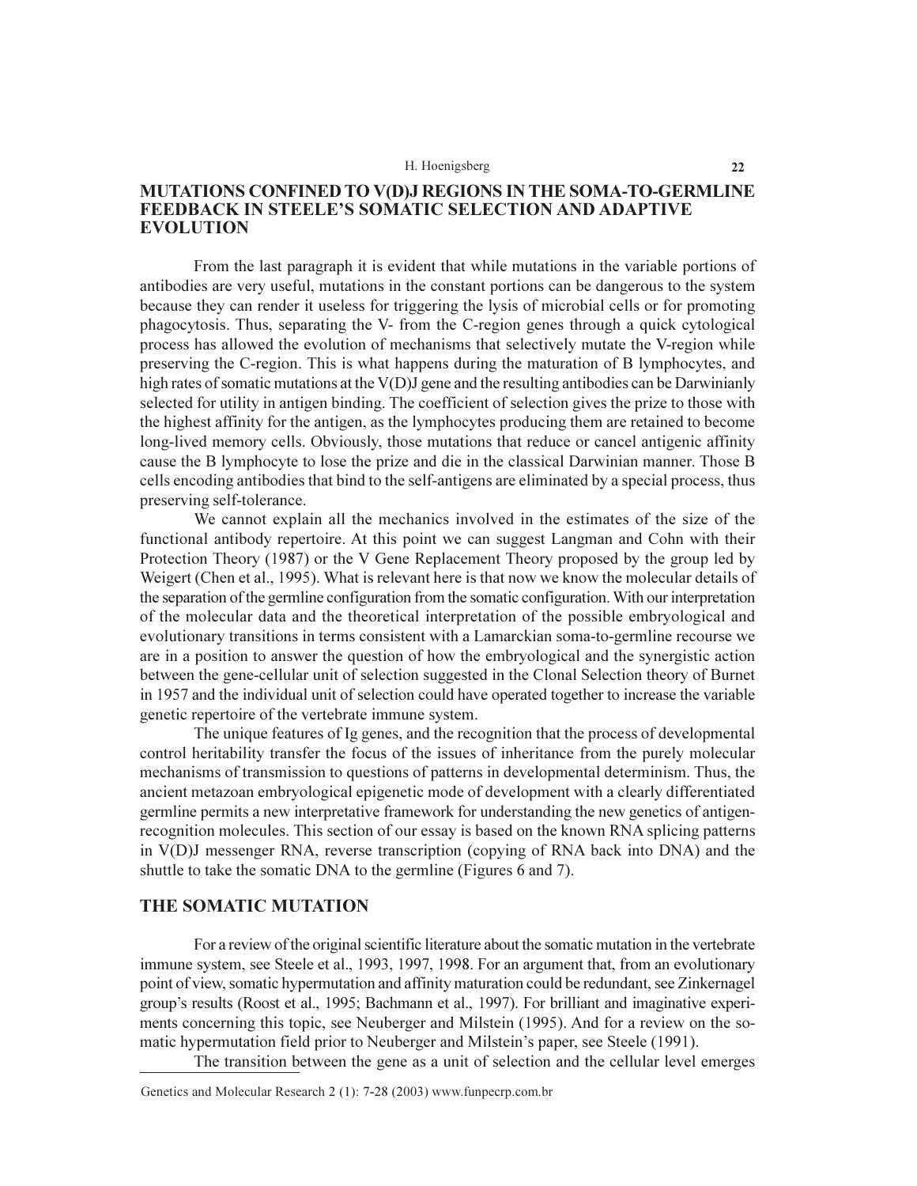## MUTATIONS CONFINED TO V(D)J REGIONS IN THE SOMA-TO-GERMLINE FEEDBACK IN STEELE'S SOMATIC SELECTION AND ADAPTIVE EVOLUTION

From the last paragraph it is evident that while mutations in the variable portions of antibodies are very useful, mutations in the constant portions can be dangerous to the system because they can render it useless for triggering the lysis of microbial cells or for promoting phagocytosis. Thus, separating the V- from the C-region genes through a quick cytological process has allowed the evolution of mechanisms that selectively mutate the V-region while preserving the C-region. This is what happens during the maturation of B lymphocytes, and high rates of somatic mutations at the V(D)J gene and the resulting antibodies can be Darwinianly selected for utility in antigen binding. The coefficient of selection gives the prize to those with the highest affinity for the antigen, as the lymphocytes producing them are retained to become long-lived memory cells. Obviously, those mutations that reduce or cancel antigenic affinity cause the B lymphocyte to lose the prize and die in the classical Darwinian manner. Those B cells encoding antibodies that bind to the self-antigens are eliminated by a special process, thus preserving self-tolerance.

We cannot explain all the mechanics involved in the estimates of the size of the functional antibody repertoire. At this point we can suggest Langman and Cohn with their Protection Theory (1987) or the V Gene Replacement Theory proposed by the group led by Weigert (Chen et al., 1995). What is relevant here is that now we know the molecular details of the separation of the germline configuration from the somatic configuration. With our interpretation of the molecular data and the theoretical interpretation of the possible embryological and evolutionary transitions in terms consistent with a Lamarckian soma-to-germline recourse we are in a position to answer the question of how the embryological and the synergistic action between the gene-cellular unit of selection suggested in the Clonal Selection theory of Burnet in 1957 and the individual unit of selection could have operated together to increase the variable genetic repertoire of the vertebrate immune system.

The unique features of Ig genes, and the recognition that the process of developmental control heritability transfer the focus of the issues of inheritance from the purely molecular mechanisms of transmission to questions of patterns in developmental determinism. Thus, the ancient metazoan embryological epigenetic mode of development with a clearly differentiated germline permits a new interpretative framework for understanding the new genetics of antigen-recognition molecules. This section of our essay is based on the known RNA splicing patterns in V(D)J messenger RNA, reverse transcription (copying of RNA back into DNA) and the shuttle to take the somatic DNA to the germline (Figures 6 and 7).

## THE SOMATIC MUTATION

For a review of the original scientific literature about the somatic mutation in the vertebrate immune system, see Steele et al., 1993, 1997, 1998. For an argument that, from an evolutionary point of view, somatic hypermutation and affinity maturation could be redundant, see Zinkernagel group's results (Roost et al., 1995; Bachmann et al., 1997). For brilliant and imaginative experiments concerning this topic, see Neuberger and Milstein (1995). And for a review on the somatic hypermutation field prior to Neuberger and Milstein's paper, see Steele (1991).

The transition between the gene as a unit of selection and the cellular level emerges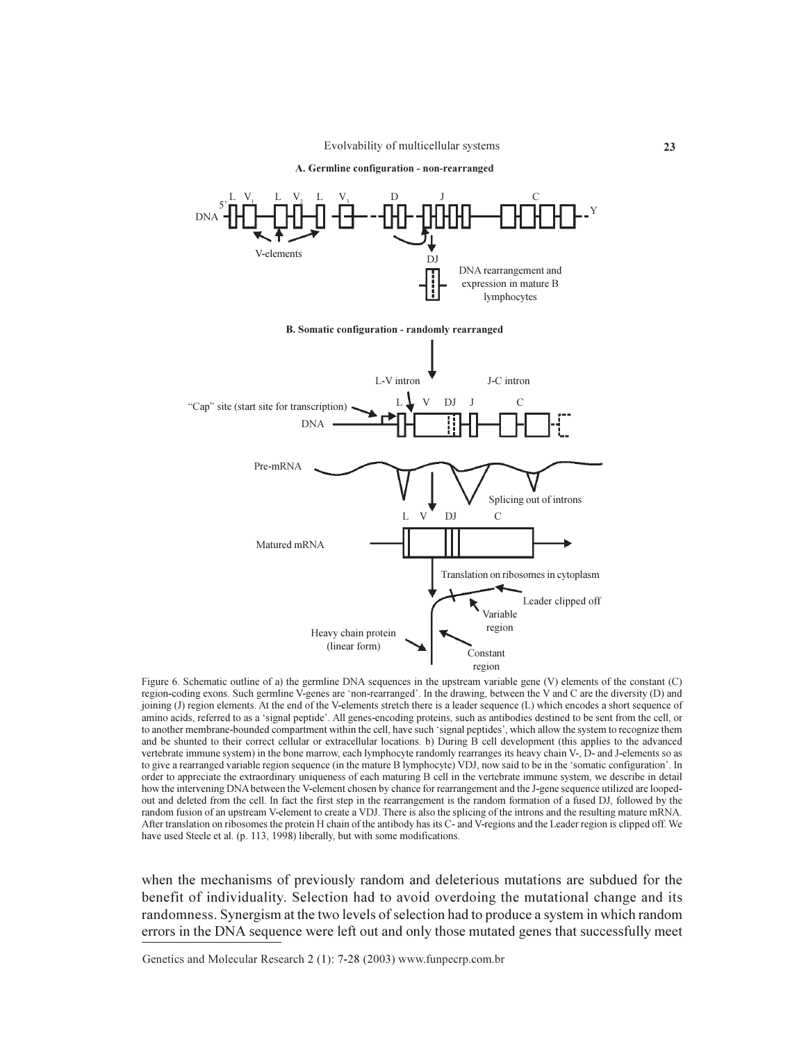Figure 6. Schematic outline of a) the germline DNA sequences in the upstream variable gene (V) elements of the constant (C) region-coding exons. Such germline V-genes are 'non-rearranged'. In the drawing, between the V and C are the diversity (D) and joining (J) region elements. At the end of the V-elements stretch there is a leader sequence (L) which encodes a short sequence of amino acids, referred to as a 'signal peptide'. All genes-encoding proteins, such as antibodies destined to be sent from the cell, or to another membrane-bounded compartment within the cell, have such 'signal peptides', which allow the system to recognize them and be shunted to their correct cellular or extracellular locations. b) During B cell development (this applies to the advanced vertebrate immune system) in the bone marrow, each lymphocyte randomly rearranges its heavy chain V-, D- and J-elements so as to give a rearranged variable region sequence (in the mature B lymphocyte) VDJ, now said to be in the 'somatic configuration'. In order to appreciate the extraordinary uniqueness of each maturing B cell in the vertebrate immune system, we describe in detail how the intervening DNA between the V-element chosen by chance for rearrangement and the J-gene sequence utilized are looped-out and deleted from the cell. In fact the first step in the rearrangement is the random formation of a fused DJ, followed by the random fusion of an upstream V-element to create a VDJ. There is also the splicing of the introns and the resulting mature mRNA. After translation on ribosomes the protein H chain of the antibody has its C- and V-regions and the Leader region is clipped off. We have used Steele et al. (p. 113, 1998) liberally, but with some modifications.

when the mechanisms of previously random and deleterious mutations are subdued for the benefit of individuality. Selection had to avoid overdoing the mutational change and its randomness. Synergism at the two levels of selection had to produce a system in which random errors in the DNA sequence were left out and only those mutated genes that successfully meet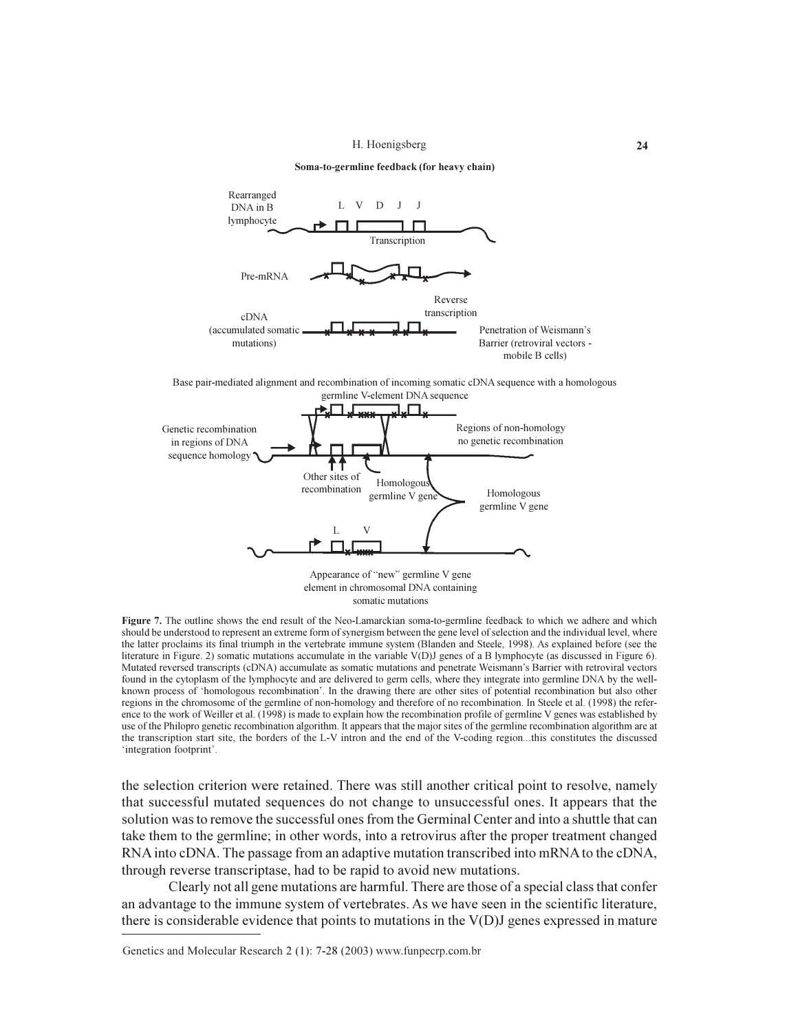**Soma-to-germline feedback (for heavy chain)**

Rearranged DNA in B lymphocyte

L V D J J

Transcription

Pre-mRNA

Reverse transcription

cDNA (accumulated somatic mutations)

Penetration of Weismann's Barrier (retroviral vectors - mobile B cells)

Base pair-mediated alignment and recombination of incoming somatic cDNA sequence with a homologous germline V-element DNA sequence

Genetic recombination in regions of DNA sequence homology

Regions of non-homology no genetic recombination

Other sites of recombination

Homologous germline V gene

Homologous germline V gene

L V

Appearance of "new" germline V gene element in chromosomal DNA containing somatic mutations

**Figure 7.** The outline shows the end result of the Neo-Lamarckian soma-to-germline feedback to which we adhere and which should be understood to represent an extreme form of synergism between the gene level of selection and the individual level, where the latter proclaims its final triumph in the vertebrate immune system (Blanden and Steele, 1998). As explained before (see the literature in Figure. 2) somatic mutations accumulate in the variable V(D)J genes of a B lymphocyte (as discussed in Figure 6). Mutated reversed transcripts (cDNA) accumulate as somatic mutations and penetrate Weismann's Barrier with retroviral vectors found in the cytoplasm of the lymphocyte and are delivered to germ cells, where they integrate into germline DNA by the well-known process of 'homologous recombination'. In the drawing there are other sites of potential recombination but also other regions in the chromosome of the germline of non-homology and therefore of no recombination. In Steele et al. (1998) the reference to the work of Weiller et al. (1998) is made to explain how the recombination profile of germline V genes was established by use of the Philopro genetic recombination algorithm. It appears that the major sites of the germline recombination algorithm are at the transcription start site, the borders of the L-V intron and the end of the V-coding region...this constitutes the discussed 'integration footprint'.

the selection criterion were retained. There was still another critical point to resolve, namely that successful mutated sequences do not change to unsuccessful ones. It appears that the solution was to remove the successful ones from the Germinal Center and into a shuttle that can take them to the germline; in other words, into a retrovirus after the proper treatment changed RNA into cDNA. The passage from an adaptive mutation transcribed into mRNA to the cDNA, through reverse transcriptase, had to be rapid to avoid new mutations.

Clearly not all gene mutations are harmful. There are those of a special class that confer an advantage to the immune system of vertebrates. As we have seen in the scientific literature, there is considerable evidence that points to mutations in the V(D)J genes expressed in mature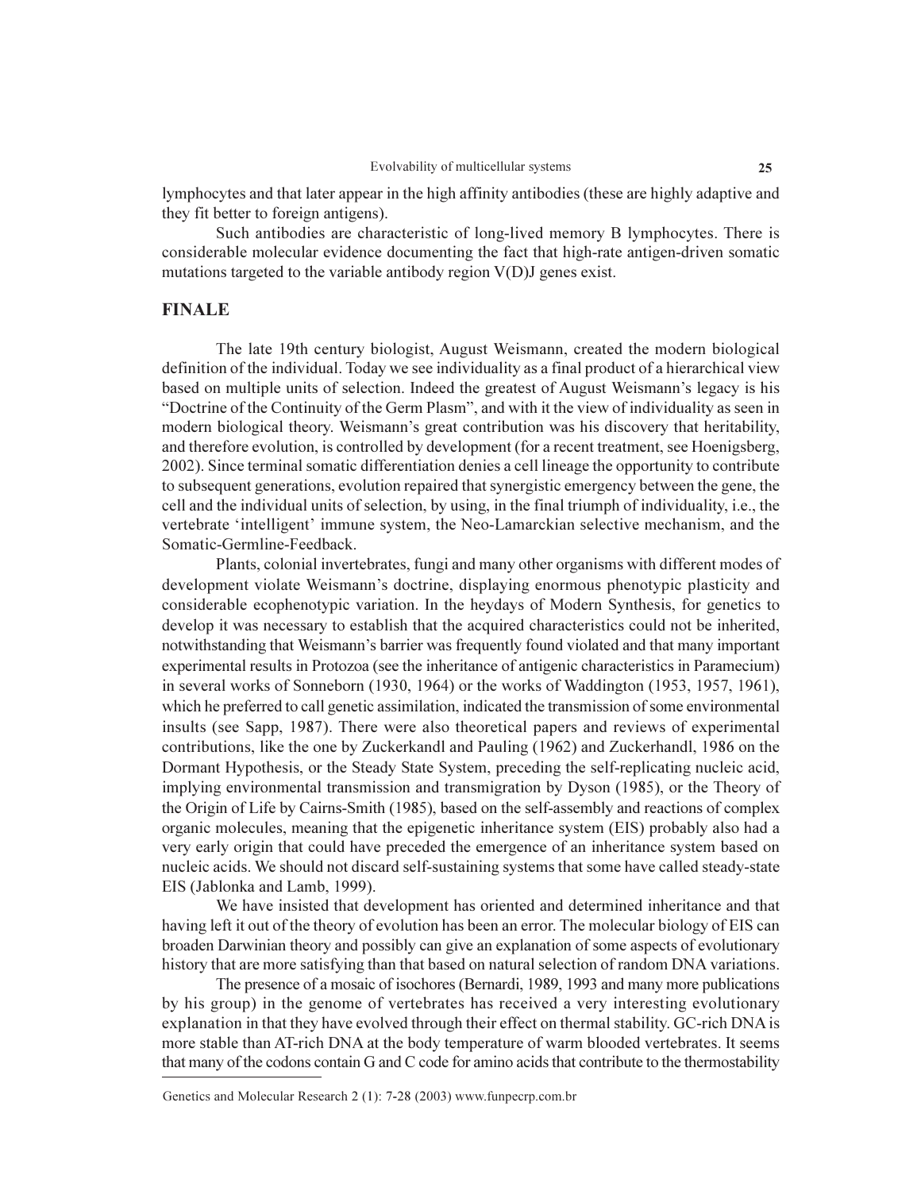lymphocytes and that later appear in the high affinity antibodies (these are highly adaptive and they fit better to foreign antigens).

Such antibodies are characteristic of long-lived memory B lymphocytes. There is considerable molecular evidence documenting the fact that high-rate antigen-driven somatic mutations targeted to the variable antibody region V(D)J genes exist.

## FINALE

The late 19th century biologist, August Weismann, created the modern biological definition of the individual. Today we see individuality as a final product of a hierarchical view based on multiple units of selection. Indeed the greatest of August Weismann's legacy is his "Doctrine of the Continuity of the Germ Plasm", and with it the view of individuality as seen in modern biological theory. Weismann's great contribution was his discovery that heritability, and therefore evolution, is controlled by development (for a recent treatment, see Hoenigsberg, 2002). Since terminal somatic differentiation denies a cell lineage the opportunity to contribute to subsequent generations, evolution repaired that synergistic emergency between the gene, the cell and the individual units of selection, by using, in the final triumph of individuality, i.e., the vertebrate 'intelligent' immune system, the Neo-Lamarckian selective mechanism, and the Somatic-Germline-Feedback.

Plants, colonial invertebrates, fungi and many other organisms with different modes of development violate Weismann's doctrine, displaying enormous phenotypic plasticity and considerable ecophenotypic variation. In the heydays of Modern Synthesis, for genetics to develop it was necessary to establish that the acquired characteristics could not be inherited, notwithstanding that Weismann's barrier was frequently found violated and that many important experimental results in Protozoa (see the inheritance of antigenic characteristics in Paramecium) in several works of Sonneborn (1930, 1964) or the works of Waddington (1953, 1957, 1961), which he preferred to call genetic assimilation, indicated the transmission of some environmental insults (see Sapp, 1987). There were also theoretical papers and reviews of experimental contributions, like the one by Zuckerkandl and Pauling (1962) and Zuckerhandl, 1986 on the Dormant Hypothesis, or the Steady State System, preceding the self-replicating nucleic acid, implying environmental transmission and transmigration by Dyson (1985), or the Theory of the Origin of Life by Cairns-Smith (1985), based on the self-assembly and reactions of complex organic molecules, meaning that the epigenetic inheritance system (EIS) probably also had a very early origin that could have preceded the emergence of an inheritance system based on nucleic acids. We should not discard self-sustaining systems that some have called steady-state EIS (Jablonka and Lamb, 1999).

We have insisted that development has oriented and determined inheritance and that having left it out of the theory of evolution has been an error. The molecular biology of EIS can broaden Darwinian theory and possibly can give an explanation of some aspects of evolutionary history that are more satisfying than that based on natural selection of random DNA variations.

The presence of a mosaic of isochores (Bernardi, 1989, 1993 and many more publications by his group) in the genome of vertebrates has received a very interesting evolutionary explanation in that they have evolved through their effect on thermal stability. GC-rich DNA is more stable than AT-rich DNA at the body temperature of warm blooded vertebrates. It seems that many of the codons contain G and C code for amino acids that contribute to the thermostability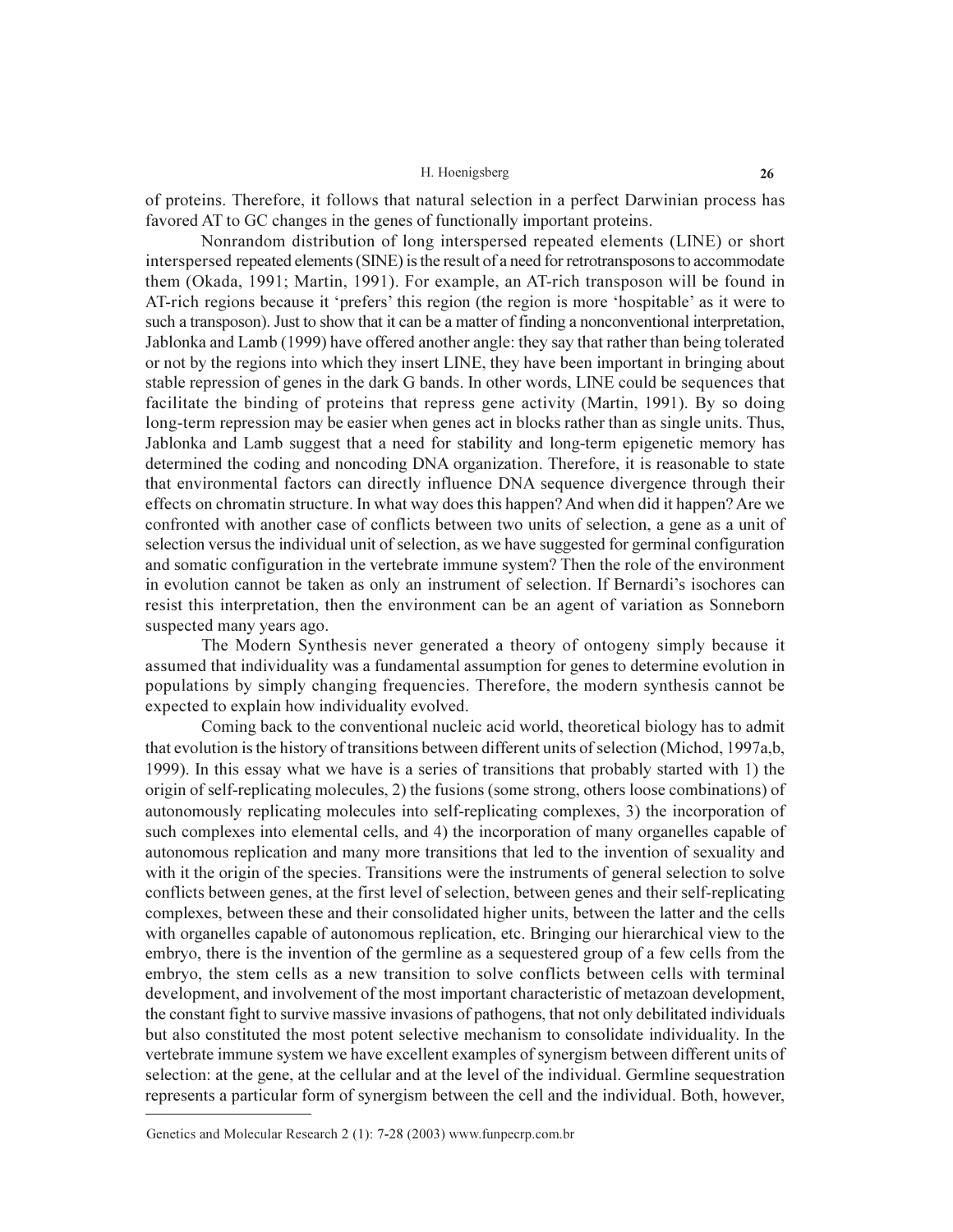of proteins. Therefore, it follows that natural selection in a perfect Darwinian process has favored AT to GC changes in the genes of functionally important proteins.

Nonrandom distribution of long interspersed repeated elements (LINE) or short interspersed repeated elements (SINE) is the result of a need for retrotransposons to accommodate them (Okada, 1991; Martin, 1991). For example, an AT-rich transposon will be found in AT-rich regions because it 'prefers' this region (the region is more 'hospitable' as it were to such a transposon). Just to show that it can be a matter of finding a nonconventional interpretation, Jablonka and Lamb (1999) have offered another angle: they say that rather than being tolerated or not by the regions into which they insert LINE, they have been important in bringing about stable repression of genes in the dark G bands. In other words, LINE could be sequences that facilitate the binding of proteins that repress gene activity (Martin, 1991). By so doing long-term repression may be easier when genes act in blocks rather than as single units. Thus, Jablonka and Lamb suggest that a need for stability and long-term epigenetic memory has determined the coding and noncoding DNA organization. Therefore, it is reasonable to state that environmental factors can directly influence DNA sequence divergence through their effects on chromatin structure. In what way does this happen? And when did it happen? Are we confronted with another case of conflicts between two units of selection, a gene as a unit of selection versus the individual unit of selection, as we have suggested for germinal configuration and somatic configuration in the vertebrate immune system? Then the role of the environment in evolution cannot be taken as only an instrument of selection. If Bernardi's isochores can resist this interpretation, then the environment can be an agent of variation as Sonneborn suspected many years ago.

The Modern Synthesis never generated a theory of ontogeny simply because it assumed that individuality was a fundamental assumption for genes to determine evolution in populations by simply changing frequencies. Therefore, the modern synthesis cannot be expected to explain how individuality evolved.

Coming back to the conventional nucleic acid world, theoretical biology has to admit that evolution is the history of transitions between different units of selection (Michod, 1997a,b, 1999). In this essay what we have is a series of transitions that probably started with 1) the origin of self-replicating molecules, 2) the fusions (some strong, others loose combinations) of autonomously replicating molecules into self-replicating complexes, 3) the incorporation of such complexes into elemental cells, and 4) the incorporation of many organelles capable of autonomous replication and many more transitions that led to the invention of sexuality and with it the origin of the species. Transitions were the instruments of general selection to solve conflicts between genes, at the first level of selection, between genes and their self-replicating complexes, between these and their consolidated higher units, between the latter and the cells with organelles capable of autonomous replication, etc. Bringing our hierarchical view to the embryo, there is the invention of the germline as a sequestered group of a few cells from the embryo, the stem cells as a new transition to solve conflicts between cells with terminal development, and involvement of the most important characteristic of metazoan development, the constant fight to survive massive invasions of pathogens, that not only debilitated individuals but also constituted the most potent selective mechanism to consolidate individuality. In the vertebrate immune system we have excellent examples of synergism between different units of selection: at the gene, at the cellular and at the level of the individual. Germline sequestration represents a particular form of synergism between the cell and the individual. Both, however,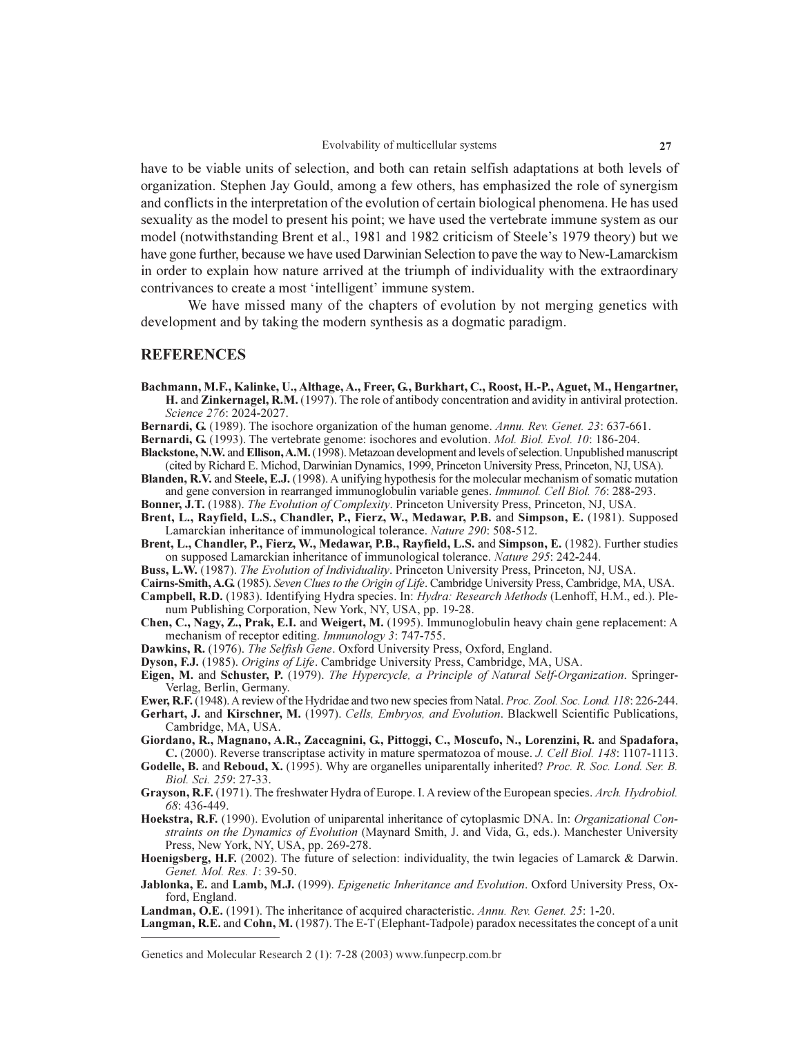have to be viable units of selection, and both can retain selfish adaptations at both levels of organization. Stephen Jay Gould, among a few others, has emphasized the role of synergism and conflicts in the interpretation of the evolution of certain biological phenomena. He has used sexuality as the model to present his point; we have used the vertebrate immune system as our model (notwithstanding Brent et al., 1981 and 1982 criticism of Steele's 1979 theory) but we have gone further, because we have used Darwinian Selection to pave the way to New-Lamarckism in order to explain how nature arrived at the triumph of individuality with the extraordinary contrivances to create a most 'intelligent' immune system.

We have missed many of the chapters of evolution by not merging genetics with development and by taking the modern synthesis as a dogmatic paradigm.

## REFERENCES

**Bachmann, M.F., Kalinke, U., Althage, A., Freer, G., Burkhart, C., Roost, H.-P., Aguet, M., Hengartner, H.** and **Zinkernagel, R.M.** (1997). The role of antibody concentration and avidity in antiviral protection. *Science 276*: 2024-2027.

**Bernardi, G.** (1989). The isochore organization of the human genome. *Annu. Rev. Genet. 23*: 637-661.

**Bernardi, G.** (1993). The vertebrate genome: isochores and evolution. *Mol. Biol. Evol. 10*: 186-204.

**Blackstone, N.W.** and **Ellison, A.M.** (1998). Metazoan development and levels of selection. Unpublished manuscript (cited by Richard E. Michod, Darwinian Dynamics, 1999, Princeton University Press, Princeton, NJ, USA).

**Blanden, R.V.** and **Steele, E.J.** (1998). A unifying hypothesis for the molecular mechanism of somatic mutation and gene conversion in rearranged immunoglobulin variable genes. *Immunol. Cell Biol. 76*: 288-293.

**Bonner, J.T.** (1988). *The Evolution of Complexity*. Princeton University Press, Princeton, NJ, USA.

**Brent, L., Rayfield, L.S., Chandler, P., Fierz, W., Medawar, P.B.** and **Simpson, E.** (1981). Supposed Lamarckian inheritance of immunological tolerance. *Nature 290*: 508-512.

**Brent, L., Chandler, P., Fierz, W., Medawar, P.B., Rayfield, L.S.** and **Simpson, E.** (1982). Further studies on supposed Lamarckian inheritance of immunological tolerance. *Nature 295*: 242-244.

**Buss, L.W.** (1987). *The Evolution of Individuality*. Princeton University Press, Princeton, NJ, USA.

**Cairns-Smith, A.G.** (1985). *Seven Clues to the Origin of Life*. Cambridge University Press, Cambridge, MA, USA.

**Campbell, R.D.** (1983). Identifying Hydra species. In: *Hydra: Research Methods* (Lenhoff, H.M., ed.). Plenum Publishing Corporation, New York, NY, USA, pp. 19-28.

**Chen, C., Nagy, Z., Prak, E.I.** and **Weigert, M.** (1995). Immunoglobulin heavy chain gene replacement: A mechanism of receptor editing. *Immunology 3*: 747-755.

**Dawkins, R.** (1976). *The Selfish Gene*. Oxford University Press, Oxford, England.

**Dyson, F.J.** (1985). *Origins of Life*. Cambridge University Press, Cambridge, MA, USA.

**Eigen, M.** and **Schuster, P.** (1979). *The Hypercycle, a Principle of Natural Self-Organization*. Springer-Verlag, Berlin, Germany.

**Ewer, R.F.** (1948). A review of the Hydridae and two new species from Natal. *Proc. Zool. Soc. Lond. 118*: 226-244.

**Gerhart, J.** and **Kirschner, M.** (1997). *Cells, Embryos, and Evolution*. Blackwell Scientific Publications, Cambridge, MA, USA.

**Giordano, R., Magnano, A.R., Zaccagnini, G., Pittoggi, C., Moscufo, N., Lorenzini, R.** and **Spadafora, C.** (2000). Reverse transcriptase activity in mature spermatozoa of mouse. *J. Cell Biol. 148*: 1107-1113.

**Godelle, B.** and **Reboud, X.** (1995). Why are organelles uniparentally inherited? *Proc. R. Soc. Lond. Ser. B. Biol. Sci. 259*: 27-33.

**Grayson, R.F.** (1971). The freshwater Hydra of Europe. I. A review of the European species. *Arch. Hydrobiol. 68*: 436-449.

**Hoekstra, R.F.** (1990). Evolution of uniparental inheritance of cytoplasmic DNA. In: *Organizational Constraints on the Dynamics of Evolution* (Maynard Smith, J. and Vida, G., eds.). Manchester University Press, New York, NY, USA, pp. 269-278.

**Hoenigsberg, H.F.** (2002). The future of selection: individuality, the twin legacies of Lamarck & Darwin. *Genet. Mol. Res. 1*: 39-50.

**Jablonka, E.** and **Lamb, M.J.** (1999). *Epigenetic Inheritance and Evolution*. Oxford University Press, Oxford, England.

**Landman, O.E.** (1991). The inheritance of acquired characteristic. *Annu. Rev. Genet. 25*: 1-20.

**Langman, R.E.** and **Cohn, M.** (1987). The E-T (Elephant-Tadpole) paradox necessitates the concept of a unit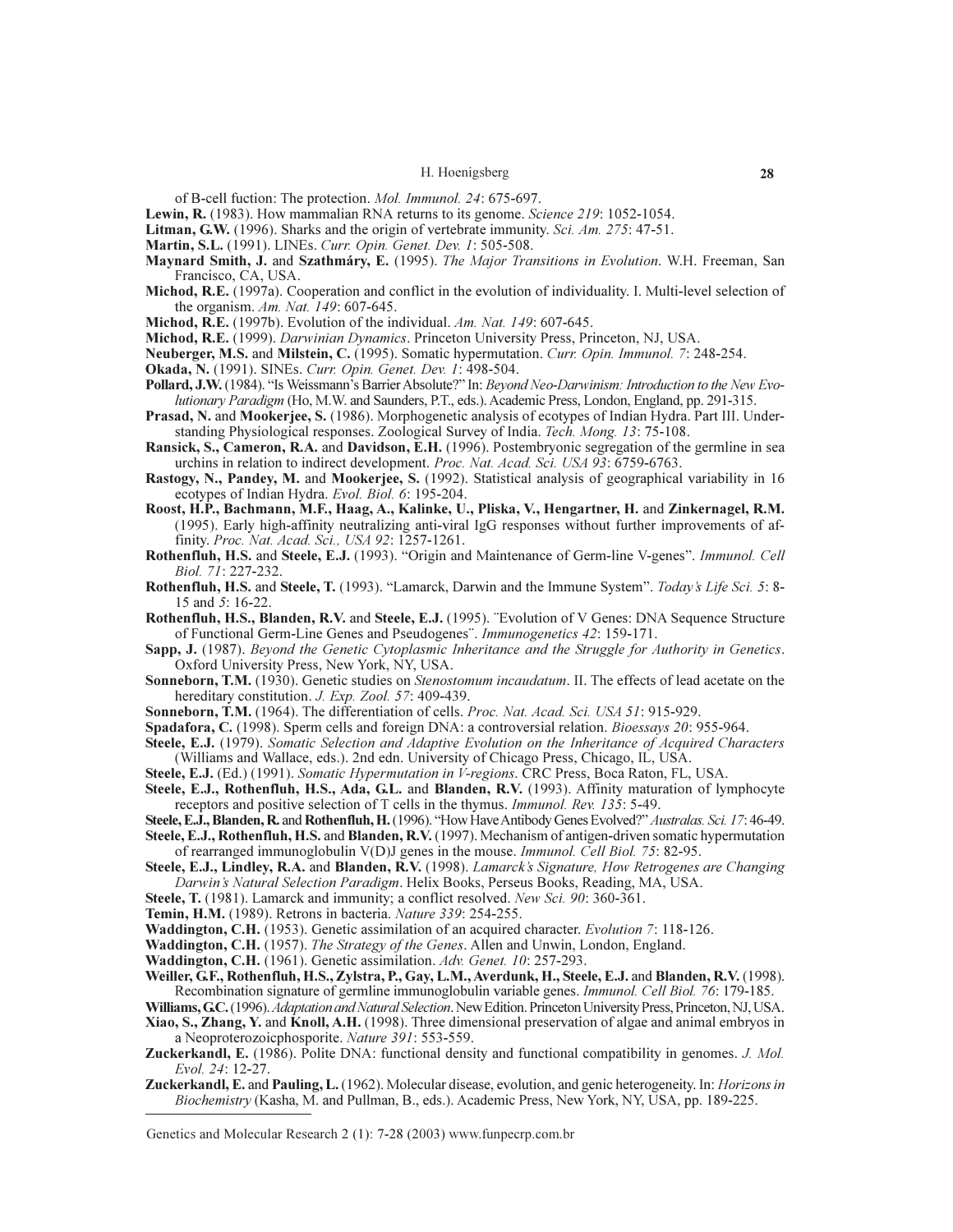of B-cell fuction: The protection. *Mol. Immunol. 24*: 675-697.

**Lewin, R.** (1983). How mammalian RNA returns to its genome. *Science 219*: 1052-1054.

**Litman, G.W.** (1996). Sharks and the origin of vertebrate immunity. *Sci. Am. 275*: 47-51.

**Martin, S.L.** (1991). LINEs. *Curr. Opin. Genet. Dev. 1*: 505-508.

**Maynard Smith, J.** and **Szathmáry, E.** (1995). *The Major Transitions in Evolution*. W.H. Freeman, San Francisco, CA, USA.

**Michod, R.E.** (1997a). Cooperation and conflict in the evolution of individuality. I. Multi-level selection of the organism. *Am. Nat. 149*: 607-645.

**Michod, R.E.** (1997b). Evolution of the individual. *Am. Nat. 149*: 607-645.

**Michod, R.E.** (1999). *Darwinian Dynamics*. Princeton University Press, Princeton, NJ, USA.

**Neuberger, M.S.** and **Milstein, C.** (1995). Somatic hypermutation. *Curr. Opin. Immunol. 7*: 248-254.

**Okada, N.** (1991). SINEs. *Curr. Opin. Genet. Dev. 1*: 498-504.

**Pollard, J.W.** (1984). "Is Weissmann's Barrier Absolute?" In: *Beyond Neo-Darwinism: Introduction to the New Evolutionary Paradigm* (Ho, M.W. and Saunders, P.T., eds.). Academic Press, London, England, pp. 291-315.

**Prasad, N.** and **Mookerjee, S.** (1986). Morphogenetic analysis of ecotypes of Indian Hydra. Part III. Understanding Physiological responses. Zoological Survey of India. *Tech. Mong. 13*: 75-108.

**Ransick, S., Cameron, R.A.** and **Davidson, E.H.** (1996). Postembryonic segregation of the germline in sea urchins in relation to indirect development. *Proc. Nat. Acad. Sci. USA 93*: 6759-6763.

**Rastogy, N., Pandey, M.** and **Mookerjee, S.** (1992). Statistical analysis of geographical variability in 16 ecotypes of Indian Hydra. *Evol. Biol. 6*: 195-204.

**Roost, H.P., Bachmann, M.F., Haag, A., Kalinke, U., Pliska, V., Hengartner, H.** and **Zinkernagel, R.M.** (1995). Early high-affinity neutralizing anti-viral IgG responses without further improvements of affinity. *Proc. Nat. Acad. Sci., USA 92*: 1257-1261.

**Rothenfluh, H.S.** and **Steele, E.J.** (1993). "Origin and Maintenance of Germ-line V-genes". *Immunol. Cell Biol. 71*: 227-232.

**Rothenfluh, H.S.** and **Steele, T.** (1993). "Lamarck, Darwin and the Immune System". *Today's Life Sci. 5*: 8-15 and *5*: 16-22.

**Rothenfluh, H.S., Blanden, R.V.** and **Steele, E.J.** (1995). ¨Evolution of V Genes: DNA Sequence Structure of Functional Germ-Line Genes and Pseudogenes¨. *Immunogenetics 42*: 159-171.

**Sapp, J.** (1987). *Beyond the Genetic Cytoplasmic Inheritance and the Struggle for Authority in Genetics*. Oxford University Press, New York, NY, USA.

**Sonneborn, T.M.** (1930). Genetic studies on *Stenostomum incaudatum*. II. The effects of lead acetate on the hereditary constitution. *J. Exp. Zool. 57*: 409-439.

**Sonneborn, T.M.** (1964). The differentiation of cells. *Proc. Nat. Acad. Sci. USA 51*: 915-929.

**Spadafora, C.** (1998). Sperm cells and foreign DNA: a controversial relation. *Bioessays 20*: 955-964.

**Steele, E.J.** (1979). *Somatic Selection and Adaptive Evolution on the Inheritance of Acquired Characters* (Williams and Wallace, eds.). 2nd edn. University of Chicago Press, Chicago, IL, USA.

**Steele, E.J.** (Ed.) (1991). *Somatic Hypermutation in V-regions*. CRC Press, Boca Raton, FL, USA.

**Steele, E.J., Rothenfluh, H.S., Ada, G.L.** and **Blanden, R.V.** (1993). Affinity maturation of lymphocyte receptors and positive selection of T cells in the thymus. *Immunol. Rev. 135*: 5-49.

**Steele, E.J., Blanden, R.** and **Rothenfluh, H.** (1996). "How Have Antibody Genes Evolved?" *Australas. Sci. 17*: 46-49.

**Steele, E.J., Rothenfluh, H.S.** and **Blanden, R.V.** (1997). Mechanism of antigen-driven somatic hypermutation of rearranged immunoglobulin V(D)J genes in the mouse. *Immunol. Cell Biol. 75*: 82-95.

**Steele, E.J., Lindley, R.A.** and **Blanden, R.V.** (1998). *Lamarck's Signature, How Retrogenes are Changing Darwin's Natural Selection Paradigm*. Helix Books, Perseus Books, Reading, MA, USA.

**Steele, T.** (1981). Lamarck and immunity; a conflict resolved. *New Sci. 90*: 360-361.

**Temin, H.M.** (1989). Retrons in bacteria. *Nature 339*: 254-255.

**Waddington, C.H.** (1953). Genetic assimilation of an acquired character. *Evolution 7*: 118-126.

**Waddington, C.H.** (1957). *The Strategy of the Genes*. Allen and Unwin, London, England.

**Waddington, C.H.** (1961). Genetic assimilation. *Adv. Genet. 10*: 257-293.

**Weiller, G.F., Rothenfluh, H.S., Zylstra, P., Gay, L.M., Averdunk, H., Steele, E.J.** and **Blanden, R.V.** (1998). Recombination signature of germline immunoglobulin variable genes. *Immunol. Cell Biol. 76*: 179-185.

**Williams, G.C.** (1996). *Adaptation and Natural Selection*. New Edition. Princeton University Press, Princeton, NJ, USA.

**Xiao, S., Zhang, Y.** and **Knoll, A.H.** (1998). Three dimensional preservation of algae and animal embryos in a Neoproterozoicphosporite. *Nature 391*: 553-559.

**Zuckerkandl, E.** (1986). Polite DNA: functional density and functional compatibility in genomes. *J. Mol. Evol. 24*: 12-27.

**Zuckerkandl, E.** and **Pauling, L.** (1962). Molecular disease, evolution, and genic heterogeneity. In: *Horizons in Biochemistry* (Kasha, M. and Pullman, B., eds.). Academic Press, New York, NY, USA, pp. 189-225.